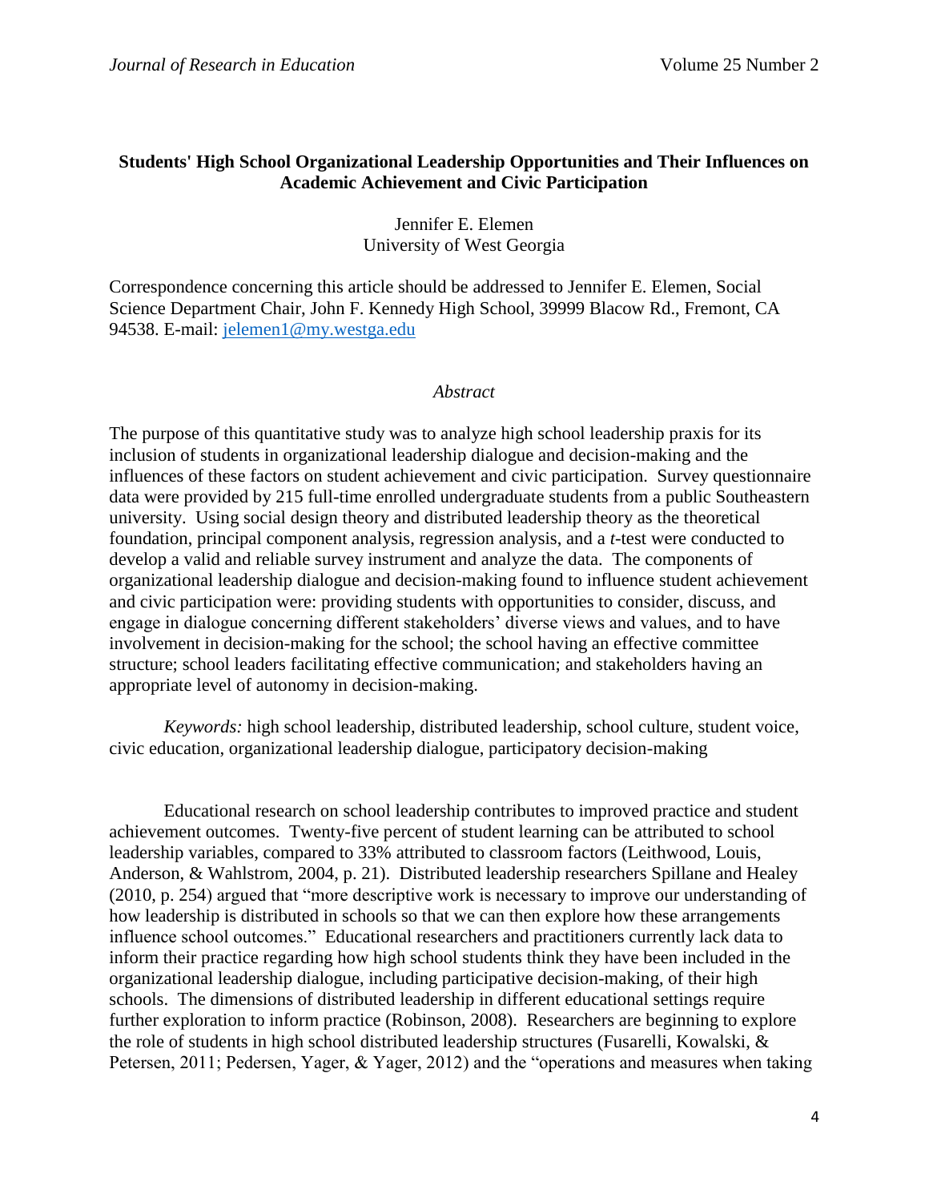# Students' High School Organizational Leadership Opportunities and Their Influences on Academic Achievement and Civic Participation

Jennifer E. Elemen
University of West Georgia

Correspondence concerning this article should be addressed to Jennifer E. Elemen, Social Science Department Chair, John F. Kennedy High School, 39999 Blacow Rd., Fremont, CA 94538. E-mail: jelemen1@my.westga.edu

*Abstract*

The purpose of this quantitative study was to analyze high school leadership praxis for its inclusion of students in organizational leadership dialogue and decision-making and the influences of these factors on student achievement and civic participation. Survey questionnaire data were provided by 215 full-time enrolled undergraduate students from a public Southeastern university. Using social design theory and distributed leadership theory as the theoretical foundation, principal component analysis, regression analysis, and a *t*-test were conducted to develop a valid and reliable survey instrument and analyze the data. The components of organizational leadership dialogue and decision-making found to influence student achievement and civic participation were: providing students with opportunities to consider, discuss, and engage in dialogue concerning different stakeholders' diverse views and values, and to have involvement in decision-making for the school; the school having an effective committee structure; school leaders facilitating effective communication; and stakeholders having an appropriate level of autonomy in decision-making.

*Keywords:* high school leadership, distributed leadership, school culture, student voice, civic education, organizational leadership dialogue, participatory decision-making

Educational research on school leadership contributes to improved practice and student achievement outcomes. Twenty-five percent of student learning can be attributed to school leadership variables, compared to 33% attributed to classroom factors (Leithwood, Louis, Anderson, & Wahlstrom, 2004, p. 21). Distributed leadership researchers Spillane and Healey (2010, p. 254) argued that "more descriptive work is necessary to improve our understanding of how leadership is distributed in schools so that we can then explore how these arrangements influence school outcomes." Educational researchers and practitioners currently lack data to inform their practice regarding how high school students think they have been included in the organizational leadership dialogue, including participative decision-making, of their high schools. The dimensions of distributed leadership in different educational settings require further exploration to inform practice (Robinson, 2008). Researchers are beginning to explore the role of students in high school distributed leadership structures (Fusarelli, Kowalski, & Petersen, 2011; Pedersen, Yager, & Yager, 2012) and the "operations and measures when taking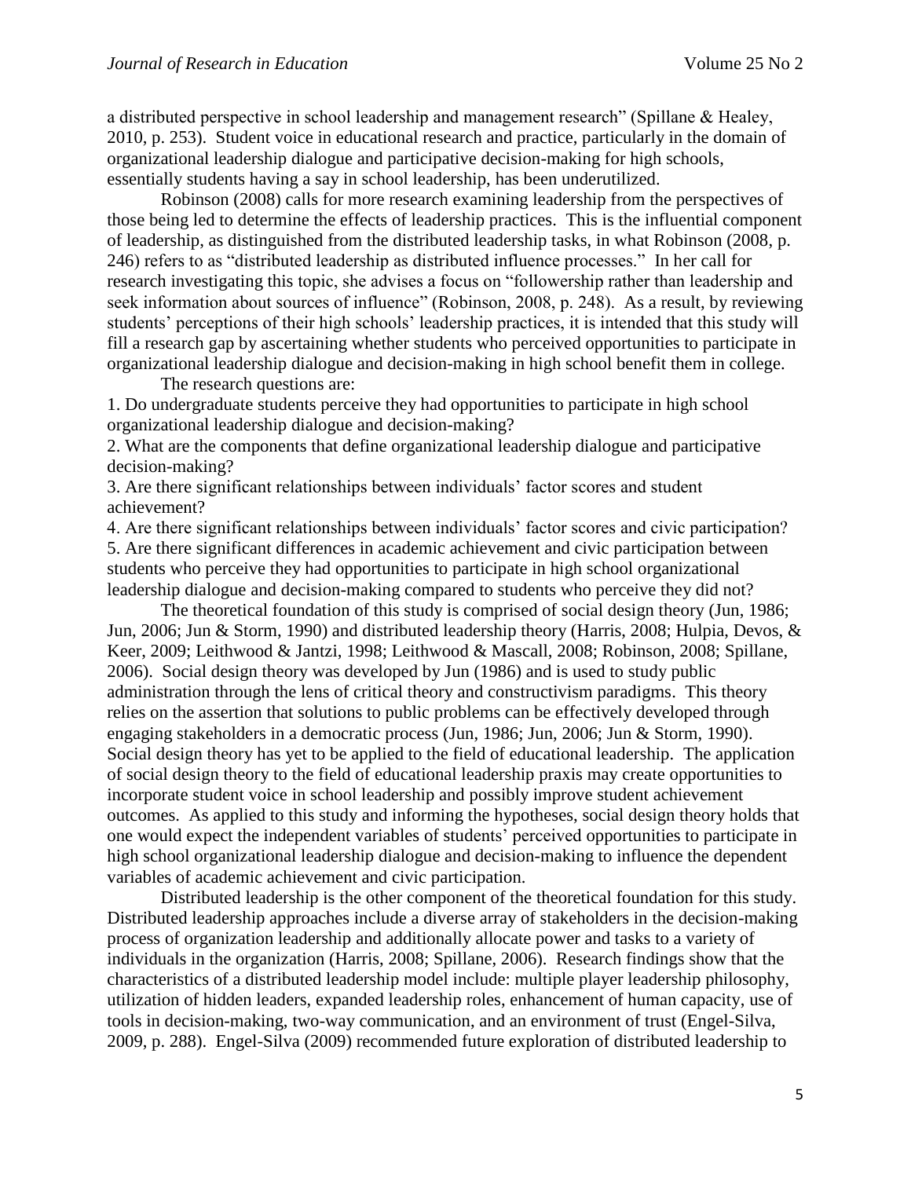a distributed perspective in school leadership and management research" (Spillane & Healey, 2010, p. 253). Student voice in educational research and practice, particularly in the domain of organizational leadership dialogue and participative decision-making for high schools, essentially students having a say in school leadership, has been underutilized.

Robinson (2008) calls for more research examining leadership from the perspectives of those being led to determine the effects of leadership practices. This is the influential component of leadership, as distinguished from the distributed leadership tasks, in what Robinson (2008, p. 246) refers to as "distributed leadership as distributed influence processes." In her call for research investigating this topic, she advises a focus on "followership rather than leadership and seek information about sources of influence" (Robinson, 2008, p. 248). As a result, by reviewing students' perceptions of their high schools' leadership practices, it is intended that this study will fill a research gap by ascertaining whether students who perceived opportunities to participate in organizational leadership dialogue and decision-making in high school benefit them in college.

The research questions are:

1. Do undergraduate students perceive they had opportunities to participate in high school organizational leadership dialogue and decision-making?
2. What are the components that define organizational leadership dialogue and participative decision-making?
3. Are there significant relationships between individuals' factor scores and student achievement?
4. Are there significant relationships between individuals' factor scores and civic participation?
5. Are there significant differences in academic achievement and civic participation between students who perceive they had opportunities to participate in high school organizational leadership dialogue and decision-making compared to students who perceive they did not?

The theoretical foundation of this study is comprised of social design theory (Jun, 1986; Jun, 2006; Jun & Storm, 1990) and distributed leadership theory (Harris, 2008; Hulpia, Devos, & Keer, 2009; Leithwood & Jantzi, 1998; Leithwood & Mascall, 2008; Robinson, 2008; Spillane, 2006). Social design theory was developed by Jun (1986) and is used to study public administration through the lens of critical theory and constructivism paradigms. This theory relies on the assertion that solutions to public problems can be effectively developed through engaging stakeholders in a democratic process (Jun, 1986; Jun, 2006; Jun & Storm, 1990). Social design theory has yet to be applied to the field of educational leadership. The application of social design theory to the field of educational leadership praxis may create opportunities to incorporate student voice in school leadership and possibly improve student achievement outcomes. As applied to this study and informing the hypotheses, social design theory holds that one would expect the independent variables of students' perceived opportunities to participate in high school organizational leadership dialogue and decision-making to influence the dependent variables of academic achievement and civic participation.

Distributed leadership is the other component of the theoretical foundation for this study. Distributed leadership approaches include a diverse array of stakeholders in the decision-making process of organization leadership and additionally allocate power and tasks to a variety of individuals in the organization (Harris, 2008; Spillane, 2006). Research findings show that the characteristics of a distributed leadership model include: multiple player leadership philosophy, utilization of hidden leaders, expanded leadership roles, enhancement of human capacity, use of tools in decision-making, two-way communication, and an environment of trust (Engel-Silva, 2009, p. 288). Engel-Silva (2009) recommended future exploration of distributed leadership to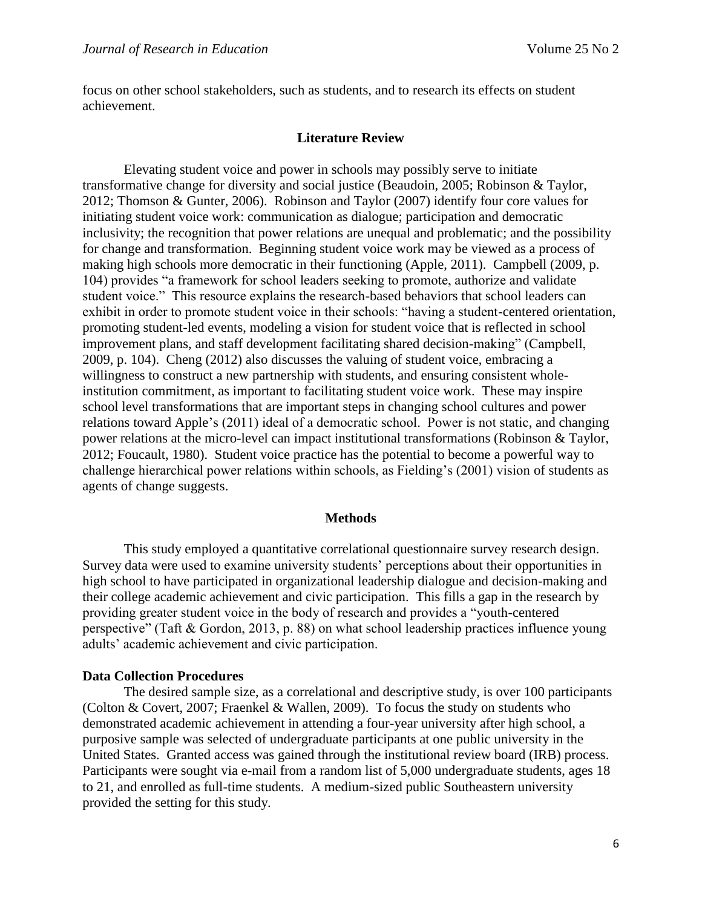focus on other school stakeholders, such as students, and to research its effects on student achievement.

## Literature Review

Elevating student voice and power in schools may possibly serve to initiate transformative change for diversity and social justice (Beaudoin, 2005; Robinson & Taylor, 2012; Thomson & Gunter, 2006). Robinson and Taylor (2007) identify four core values for initiating student voice work: communication as dialogue; participation and democratic inclusivity; the recognition that power relations are unequal and problematic; and the possibility for change and transformation. Beginning student voice work may be viewed as a process of making high schools more democratic in their functioning (Apple, 2011). Campbell (2009, p. 104) provides "a framework for school leaders seeking to promote, authorize and validate student voice." This resource explains the research-based behaviors that school leaders can exhibit in order to promote student voice in their schools: "having a student-centered orientation, promoting student-led events, modeling a vision for student voice that is reflected in school improvement plans, and staff development facilitating shared decision-making" (Campbell, 2009, p. 104). Cheng (2012) also discusses the valuing of student voice, embracing a willingness to construct a new partnership with students, and ensuring consistent whole-institution commitment, as important to facilitating student voice work. These may inspire school level transformations that are important steps in changing school cultures and power relations toward Apple's (2011) ideal of a democratic school. Power is not static, and changing power relations at the micro-level can impact institutional transformations (Robinson & Taylor, 2012; Foucault, 1980). Student voice practice has the potential to become a powerful way to challenge hierarchical power relations within schools, as Fielding's (2001) vision of students as agents of change suggests.

## Methods

This study employed a quantitative correlational questionnaire survey research design. Survey data were used to examine university students' perceptions about their opportunities in high school to have participated in organizational leadership dialogue and decision-making and their college academic achievement and civic participation. This fills a gap in the research by providing greater student voice in the body of research and provides a "youth-centered perspective" (Taft & Gordon, 2013, p. 88) on what school leadership practices influence young adults' academic achievement and civic participation.

### Data Collection Procedures

The desired sample size, as a correlational and descriptive study, is over 100 participants (Colton & Covert, 2007; Fraenkel & Wallen, 2009). To focus the study on students who demonstrated academic achievement in attending a four-year university after high school, a purposive sample was selected of undergraduate participants at one public university in the United States. Granted access was gained through the institutional review board (IRB) process. Participants were sought via e-mail from a random list of 5,000 undergraduate students, ages 18 to 21, and enrolled as full-time students. A medium-sized public Southeastern university provided the setting for this study.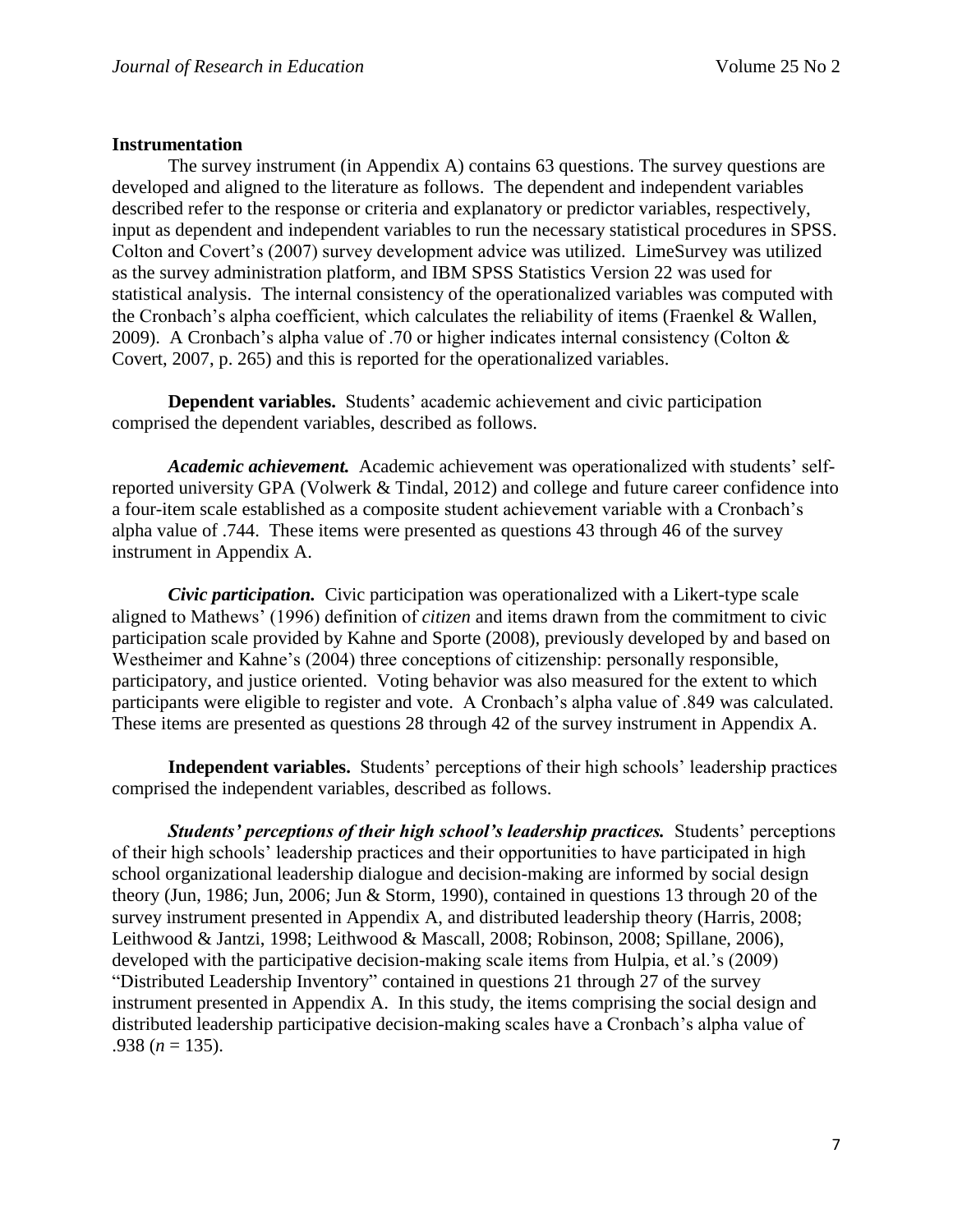## Instrumentation

The survey instrument (in Appendix A) contains 63 questions. The survey questions are developed and aligned to the literature as follows. The dependent and independent variables described refer to the response or criteria and explanatory or predictor variables, respectively, input as dependent and independent variables to run the necessary statistical procedures in SPSS. Colton and Covert's (2007) survey development advice was utilized. LimeSurvey was utilized as the survey administration platform, and IBM SPSS Statistics Version 22 was used for statistical analysis. The internal consistency of the operationalized variables was computed with the Cronbach's alpha coefficient, which calculates the reliability of items (Fraenkel & Wallen, 2009). A Cronbach's alpha value of .70 or higher indicates internal consistency (Colton & Covert, 2007, p. 265) and this is reported for the operationalized variables.

### Dependent variables.

Students' academic achievement and civic participation comprised the dependent variables, described as follows.

***Academic achievement.*** Academic achievement was operationalized with students' self-reported university GPA (Volwerk & Tindal, 2012) and college and future career confidence into a four-item scale established as a composite student achievement variable with a Cronbach's alpha value of .744. These items were presented as questions 43 through 46 of the survey instrument in Appendix A.

***Civic participation.*** Civic participation was operationalized with a Likert-type scale aligned to Mathews' (1996) definition of *citizen* and items drawn from the commitment to civic participation scale provided by Kahne and Sporte (2008), previously developed by and based on Westheimer and Kahne's (2004) three conceptions of citizenship: personally responsible, participatory, and justice oriented. Voting behavior was also measured for the extent to which participants were eligible to register and vote. A Cronbach's alpha value of .849 was calculated. These items are presented as questions 28 through 42 of the survey instrument in Appendix A.

### Independent variables.

Students' perceptions of their high schools' leadership practices comprised the independent variables, described as follows.

***Students' perceptions of their high school's leadership practices.*** Students' perceptions of their high schools' leadership practices and their opportunities to have participated in high school organizational leadership dialogue and decision-making are informed by social design theory (Jun, 1986; Jun, 2006; Jun & Storm, 1990), contained in questions 13 through 20 of the survey instrument presented in Appendix A, and distributed leadership theory (Harris, 2008; Leithwood & Jantzi, 1998; Leithwood & Mascall, 2008; Robinson, 2008; Spillane, 2006), developed with the participative decision-making scale items from Hulpia, et al.'s (2009) "Distributed Leadership Inventory" contained in questions 21 through 27 of the survey instrument presented in Appendix A. In this study, the items comprising the social design and distributed leadership participative decision-making scales have a Cronbach's alpha value of .938 ($n$ = 135).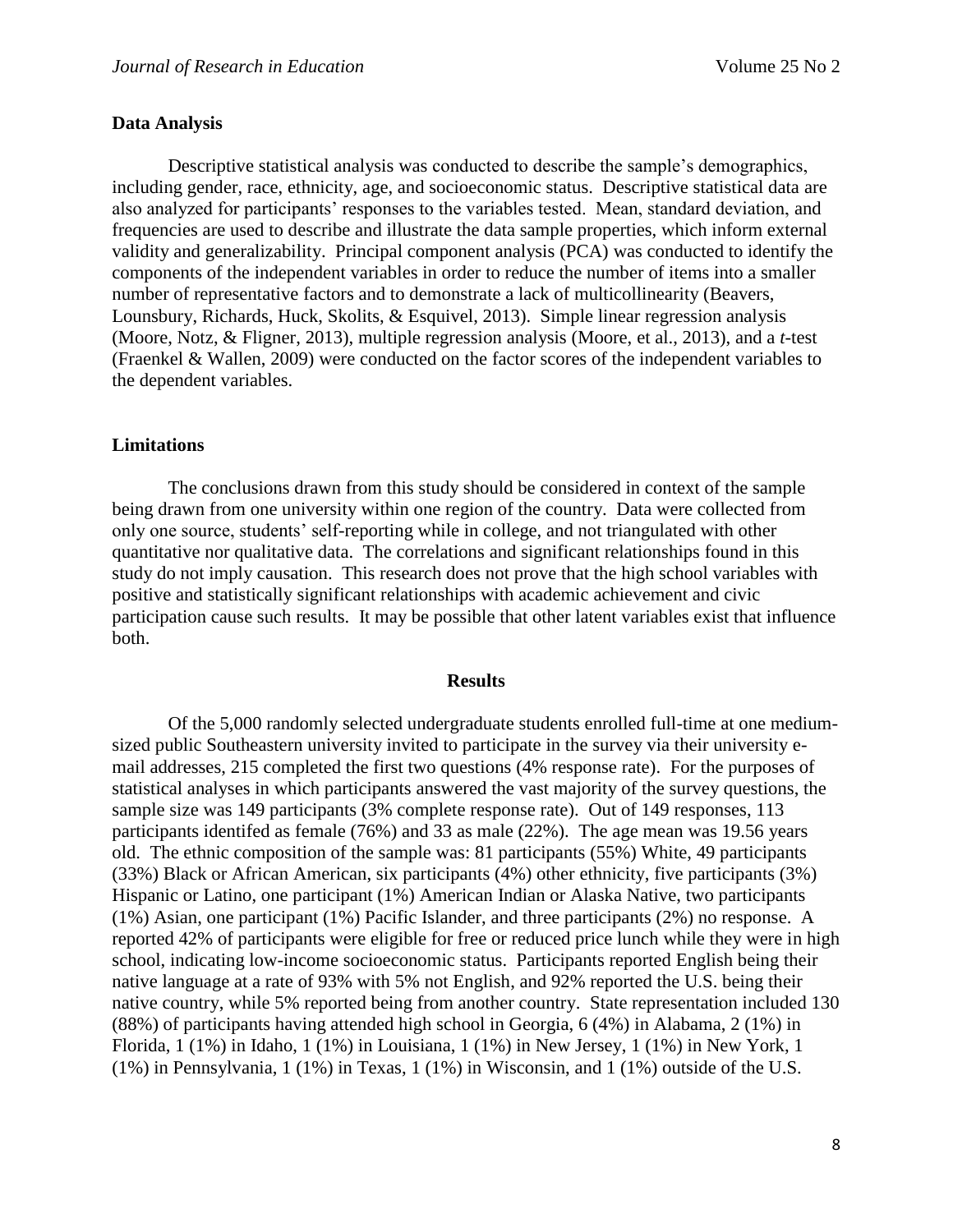### Data Analysis

Descriptive statistical analysis was conducted to describe the sample's demographics, including gender, race, ethnicity, age, and socioeconomic status. Descriptive statistical data are also analyzed for participants' responses to the variables tested. Mean, standard deviation, and frequencies are used to describe and illustrate the data sample properties, which inform external validity and generalizability. Principal component analysis (PCA) was conducted to identify the components of the independent variables in order to reduce the number of items into a smaller number of representative factors and to demonstrate a lack of multicollinearity (Beavers, Lounsbury, Richards, Huck, Skolits, & Esquivel, 2013). Simple linear regression analysis (Moore, Notz, & Fligner, 2013), multiple regression analysis (Moore, et al., 2013), and a *t*-test (Fraenkel & Wallen, 2009) were conducted on the factor scores of the independent variables to the dependent variables.

### Limitations

The conclusions drawn from this study should be considered in context of the sample being drawn from one university within one region of the country. Data were collected from only one source, students' self-reporting while in college, and not triangulated with other quantitative nor qualitative data. The correlations and significant relationships found in this study do not imply causation. This research does not prove that the high school variables with positive and statistically significant relationships with academic achievement and civic participation cause such results. It may be possible that other latent variables exist that influence both.

## Results

Of the 5,000 randomly selected undergraduate students enrolled full-time at one medium-sized public Southeastern university invited to participate in the survey via their university e-mail addresses, 215 completed the first two questions (4% response rate). For the purposes of statistical analyses in which participants answered the vast majority of the survey questions, the sample size was 149 participants (3% complete response rate). Out of 149 responses, 113 participants identifed as female (76%) and 33 as male (22%). The age mean was 19.56 years old. The ethnic composition of the sample was: 81 participants (55%) White, 49 participants (33%) Black or African American, six participants (4%) other ethnicity, five participants (3%) Hispanic or Latino, one participant (1%) American Indian or Alaska Native, two participants (1%) Asian, one participant (1%) Pacific Islander, and three participants (2%) no response. A reported 42% of participants were eligible for free or reduced price lunch while they were in high school, indicating low-income socioeconomic status. Participants reported English being their native language at a rate of 93% with 5% not English, and 92% reported the U.S. being their native country, while 5% reported being from another country. State representation included 130 (88%) of participants having attended high school in Georgia, 6 (4%) in Alabama, 2 (1%) in Florida, 1 (1%) in Idaho, 1 (1%) in Louisiana, 1 (1%) in New Jersey, 1 (1%) in New York, 1 (1%) in Pennsylvania, 1 (1%) in Texas, 1 (1%) in Wisconsin, and 1 (1%) outside of the U.S.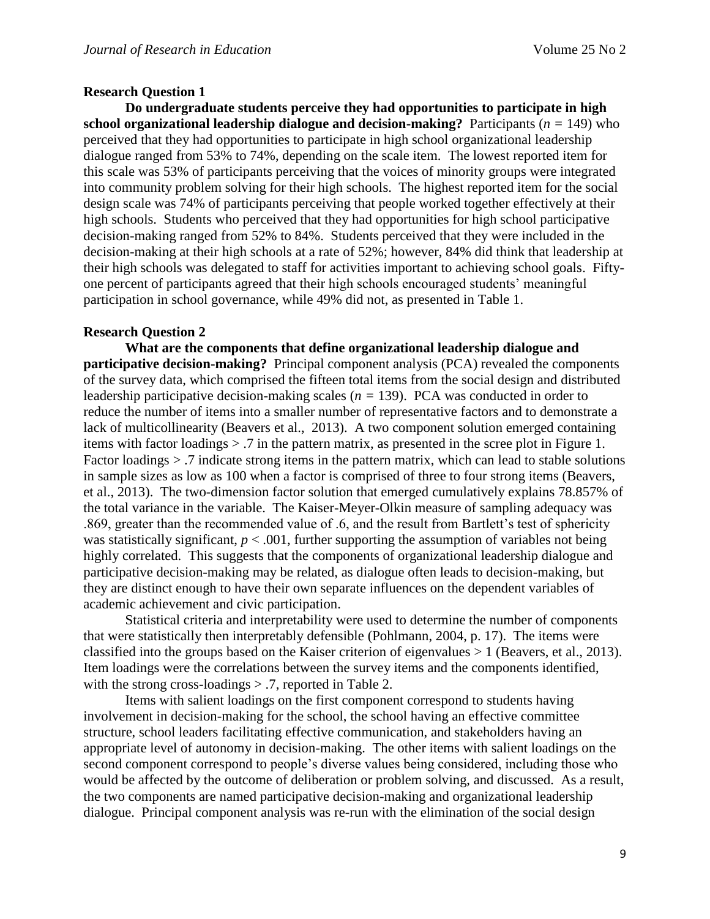### Research Question 1

**Do undergraduate students perceive they had opportunities to participate in high school organizational leadership dialogue and decision-making?** Participants ($n$ = 149) who perceived that they had opportunities to participate in high school organizational leadership dialogue ranged from 53% to 74%, depending on the scale item. The lowest reported item for this scale was 53% of participants perceiving that the voices of minority groups were integrated into community problem solving for their high schools. The highest reported item for the social design scale was 74% of participants perceiving that people worked together effectively at their high schools. Students who perceived that they had opportunities for high school participative decision-making ranged from 52% to 84%. Students perceived that they were included in the decision-making at their high schools at a rate of 52%; however, 84% did think that leadership at their high schools was delegated to staff for activities important to achieving school goals. Fifty-one percent of participants agreed that their high schools encouraged students' meaningful participation in school governance, while 49% did not, as presented in Table 1.

### Research Question 2

**What are the components that define organizational leadership dialogue and participative decision-making?** Principal component analysis (PCA) revealed the components of the survey data, which comprised the fifteen total items from the social design and distributed leadership participative decision-making scales ($n$ = 139). PCA was conducted in order to reduce the number of items into a smaller number of representative factors and to demonstrate a lack of multicollinearity (Beavers et al., 2013). A two component solution emerged containing items with factor loadings > .7 in the pattern matrix, as presented in the scree plot in Figure 1. Factor loadings > .7 indicate strong items in the pattern matrix, which can lead to stable solutions in sample sizes as low as 100 when a factor is comprised of three to four strong items (Beavers, et al., 2013). The two-dimension factor solution that emerged cumulatively explains 78.857% of the total variance in the variable. The Kaiser-Meyer-Olkin measure of sampling adequacy was .869, greater than the recommended value of .6, and the result from Bartlett's test of sphericity was statistically significant, $p < .001$, further supporting the assumption of variables not being highly correlated. This suggests that the components of organizational leadership dialogue and participative decision-making may be related, as dialogue often leads to decision-making, but they are distinct enough to have their own separate influences on the dependent variables of academic achievement and civic participation.

Statistical criteria and interpretability were used to determine the number of components that were statistically then interpretably defensible (Pohlmann, 2004, p. 17). The items were classified into the groups based on the Kaiser criterion of eigenvalues > 1 (Beavers, et al., 2013). Item loadings were the correlations between the survey items and the components identified, with the strong cross-loadings > .7, reported in Table 2.

Items with salient loadings on the first component correspond to students having involvement in decision-making for the school, the school having an effective committee structure, school leaders facilitating effective communication, and stakeholders having an appropriate level of autonomy in decision-making. The other items with salient loadings on the second component correspond to people's diverse values being considered, including those who would be affected by the outcome of deliberation or problem solving, and discussed. As a result, the two components are named participative decision-making and organizational leadership dialogue. Principal component analysis was re-run with the elimination of the social design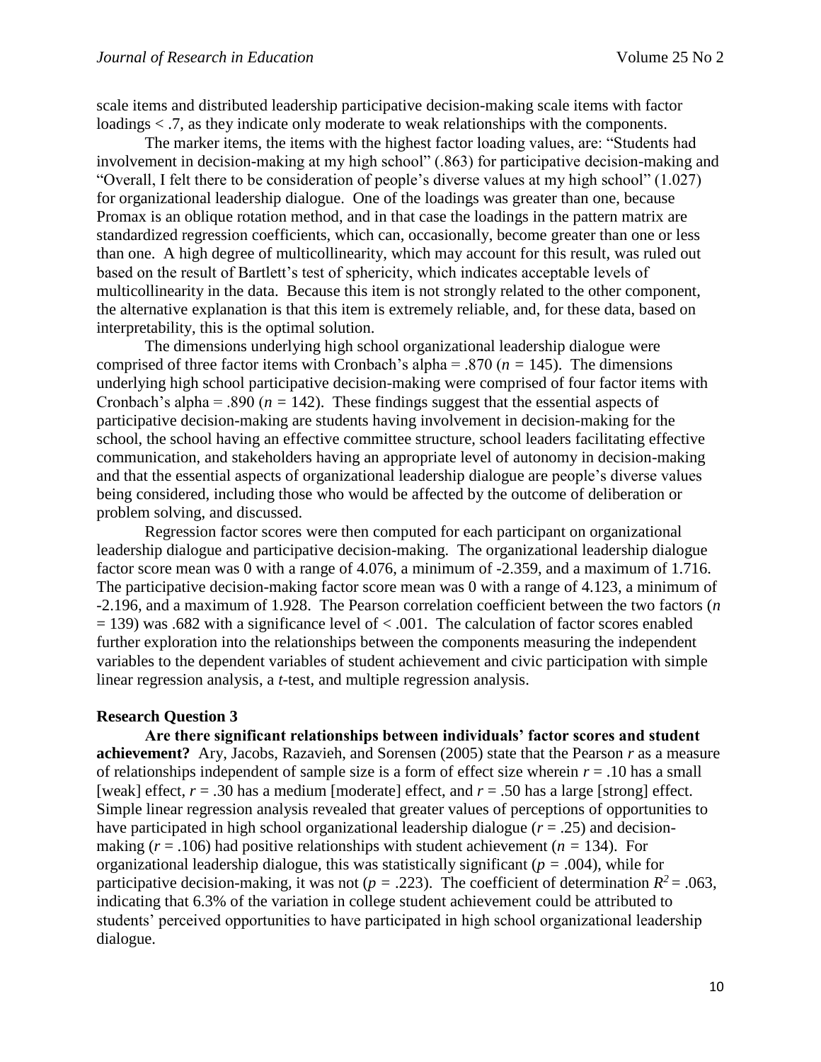scale items and distributed leadership participative decision-making scale items with factor loadings < .7, as they indicate only moderate to weak relationships with the components.

The marker items, the items with the highest factor loading values, are: "Students had involvement in decision-making at my high school" (.863) for participative decision-making and "Overall, I felt there to be consideration of people's diverse values at my high school" (1.027) for organizational leadership dialogue. One of the loadings was greater than one, because Promax is an oblique rotation method, and in that case the loadings in the pattern matrix are standardized regression coefficients, which can, occasionally, become greater than one or less than one. A high degree of multicollinearity, which may account for this result, was ruled out based on the result of Bartlett's test of sphericity, which indicates acceptable levels of multicollinearity in the data. Because this item is not strongly related to the other component, the alternative explanation is that this item is extremely reliable, and, for these data, based on interpretability, this is the optimal solution.

The dimensions underlying high school organizational leadership dialogue were comprised of three factor items with Cronbach's alpha = .870 ($n$ = 145). The dimensions underlying high school participative decision-making were comprised of four factor items with Cronbach's alpha = .890 ($n$ = 142). These findings suggest that the essential aspects of participative decision-making are students having involvement in decision-making for the school, the school having an effective committee structure, school leaders facilitating effective communication, and stakeholders having an appropriate level of autonomy in decision-making and that the essential aspects of organizational leadership dialogue are people's diverse values being considered, including those who would be affected by the outcome of deliberation or problem solving, and discussed.

Regression factor scores were then computed for each participant on organizational leadership dialogue and participative decision-making. The organizational leadership dialogue factor score mean was 0 with a range of 4.076, a minimum of -2.359, and a maximum of 1.716. The participative decision-making factor score mean was 0 with a range of 4.123, a minimum of -2.196, and a maximum of 1.928. The Pearson correlation coefficient between the two factors ($n$ = 139) was .682 with a significance level of < .001. The calculation of factor scores enabled further exploration into the relationships between the components measuring the independent variables to the dependent variables of student achievement and civic participation with simple linear regression analysis, a *t*-test, and multiple regression analysis.

### Research Question 3

**Are there significant relationships between individuals' factor scores and student achievement?** Ary, Jacobs, Razavieh, and Sorensen (2005) state that the Pearson $r$ as a measure of relationships independent of sample size is a form of effect size wherein $r = .10$ has a small [weak] effect, $r = .30$ has a medium [moderate] effect, and $r = .50$ has a large [strong] effect. Simple linear regression analysis revealed that greater values of perceptions of opportunities to have participated in high school organizational leadership dialogue ($r = .25$) and decision-making ($r = .106$) had positive relationships with student achievement ($n$ = 134). For organizational leadership dialogue, this was statistically significant ($p = .004$), while for participative decision-making, it was not ($p = .223$). The coefficient of determination $R^2 = .063$, indicating that 6.3% of the variation in college student achievement could be attributed to students' perceived opportunities to have participated in high school organizational leadership dialogue.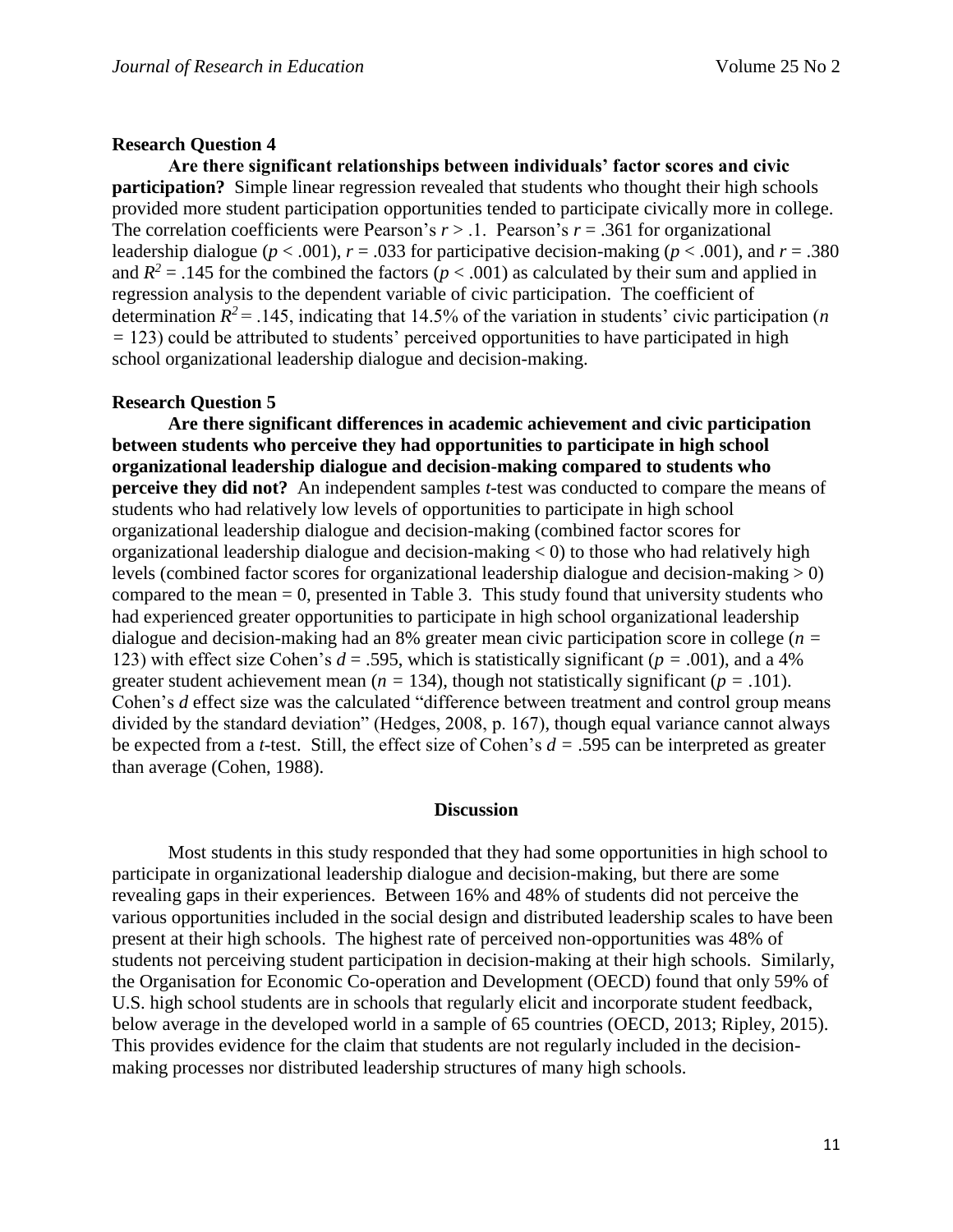### Research Question 4

**Are there significant relationships between individuals' factor scores and civic participation?** Simple linear regression revealed that students who thought their high schools provided more student participation opportunities tended to participate civically more in college. The correlation coefficients were Pearson's $r > .1$. Pearson's $r = .361$ for organizational leadership dialogue ($p < .001$), $r = .033$ for participative decision-making ($p < .001$), and $r = .380$ and $R^2 = .145$ for the combined the factors ($p < .001$) as calculated by their sum and applied in regression analysis to the dependent variable of civic participation. The coefficient of determination $R^2 = .145$, indicating that 14.5% of the variation in students' civic participation ($n = 123$) could be attributed to students' perceived opportunities to have participated in high school organizational leadership dialogue and decision-making.

### Research Question 5

**Are there significant differences in academic achievement and civic participation between students who perceive they had opportunities to participate in high school organizational leadership dialogue and decision-making compared to students who perceive they did not?** An independent samples *t*-test was conducted to compare the means of students who had relatively low levels of opportunities to participate in high school organizational leadership dialogue and decision-making (combined factor scores for organizational leadership dialogue and decision-making < 0) to those who had relatively high levels (combined factor scores for organizational leadership dialogue and decision-making > 0) compared to the mean = 0, presented in Table 3. This study found that university students who had experienced greater opportunities to participate in high school organizational leadership dialogue and decision-making had an 8% greater mean civic participation score in college ($n = 123$) with effect size Cohen's $d = .595$, which is statistically significant ($p = .001$), and a 4% greater student achievement mean ($n = 134$), though not statistically significant ($p = .101$). Cohen's *d* effect size was the calculated "difference between treatment and control group means divided by the standard deviation" (Hedges, 2008, p. 167), though equal variance cannot always be expected from a *t*-test. Still, the effect size of Cohen's $d = .595$ can be interpreted as greater than average (Cohen, 1988).

## Discussion

Most students in this study responded that they had some opportunities in high school to participate in organizational leadership dialogue and decision-making, but there are some revealing gaps in their experiences. Between 16% and 48% of students did not perceive the various opportunities included in the social design and distributed leadership scales to have been present at their high schools. The highest rate of perceived non-opportunities was 48% of students not perceiving student participation in decision-making at their high schools. Similarly, the Organisation for Economic Co-operation and Development (OECD) found that only 59% of U.S. high school students are in schools that regularly elicit and incorporate student feedback, below average in the developed world in a sample of 65 countries (OECD, 2013; Ripley, 2015). This provides evidence for the claim that students are not regularly included in the decision-making processes nor distributed leadership structures of many high schools.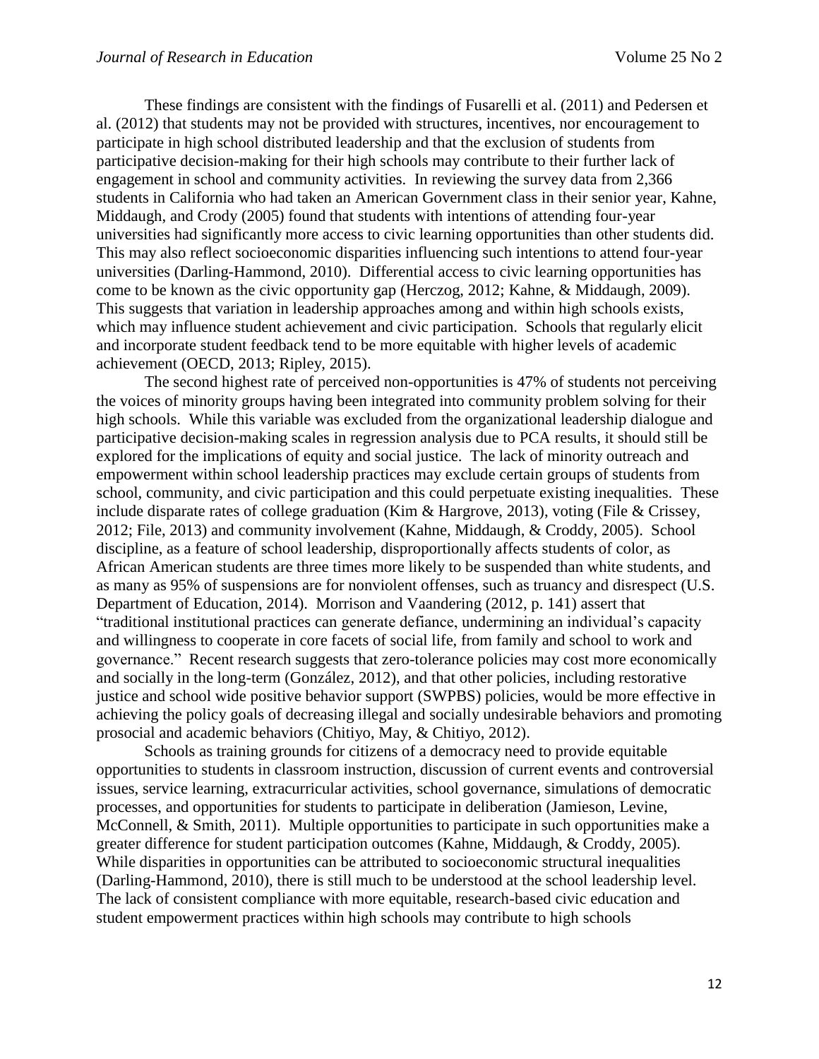These findings are consistent with the findings of Fusarelli et al. (2011) and Pedersen et al. (2012) that students may not be provided with structures, incentives, nor encouragement to participate in high school distributed leadership and that the exclusion of students from participative decision-making for their high schools may contribute to their further lack of engagement in school and community activities. In reviewing the survey data from 2,366 students in California who had taken an American Government class in their senior year, Kahne, Middaugh, and Crody (2005) found that students with intentions of attending four-year universities had significantly more access to civic learning opportunities than other students did. This may also reflect socioeconomic disparities influencing such intentions to attend four-year universities (Darling-Hammond, 2010). Differential access to civic learning opportunities has come to be known as the civic opportunity gap (Herczog, 2012; Kahne, & Middaugh, 2009). This suggests that variation in leadership approaches among and within high schools exists, which may influence student achievement and civic participation. Schools that regularly elicit and incorporate student feedback tend to be more equitable with higher levels of academic achievement (OECD, 2013; Ripley, 2015).

The second highest rate of perceived non-opportunities is 47% of students not perceiving the voices of minority groups having been integrated into community problem solving for their high schools. While this variable was excluded from the organizational leadership dialogue and participative decision-making scales in regression analysis due to PCA results, it should still be explored for the implications of equity and social justice. The lack of minority outreach and empowerment within school leadership practices may exclude certain groups of students from school, community, and civic participation and this could perpetuate existing inequalities. These include disparate rates of college graduation (Kim & Hargrove, 2013), voting (File & Crissey, 2012; File, 2013) and community involvement (Kahne, Middaugh, & Croddy, 2005). School discipline, as a feature of school leadership, disproportionally affects students of color, as African American students are three times more likely to be suspended than white students, and as many as 95% of suspensions are for nonviolent offenses, such as truancy and disrespect (U.S. Department of Education, 2014). Morrison and Vaandering (2012, p. 141) assert that "traditional institutional practices can generate defiance, undermining an individual's capacity and willingness to cooperate in core facets of social life, from family and school to work and governance." Recent research suggests that zero-tolerance policies may cost more economically and socially in the long-term (González, 2012), and that other policies, including restorative justice and school wide positive behavior support (SWPBS) policies, would be more effective in achieving the policy goals of decreasing illegal and socially undesirable behaviors and promoting prosocial and academic behaviors (Chitiyo, May, & Chitiyo, 2012).

Schools as training grounds for citizens of a democracy need to provide equitable opportunities to students in classroom instruction, discussion of current events and controversial issues, service learning, extracurricular activities, school governance, simulations of democratic processes, and opportunities for students to participate in deliberation (Jamieson, Levine, McConnell, & Smith, 2011). Multiple opportunities to participate in such opportunities make a greater difference for student participation outcomes (Kahne, Middaugh, & Croddy, 2005). While disparities in opportunities can be attributed to socioeconomic structural inequalities (Darling-Hammond, 2010), there is still much to be understood at the school leadership level. The lack of consistent compliance with more equitable, research-based civic education and student empowerment practices within high schools may contribute to high schools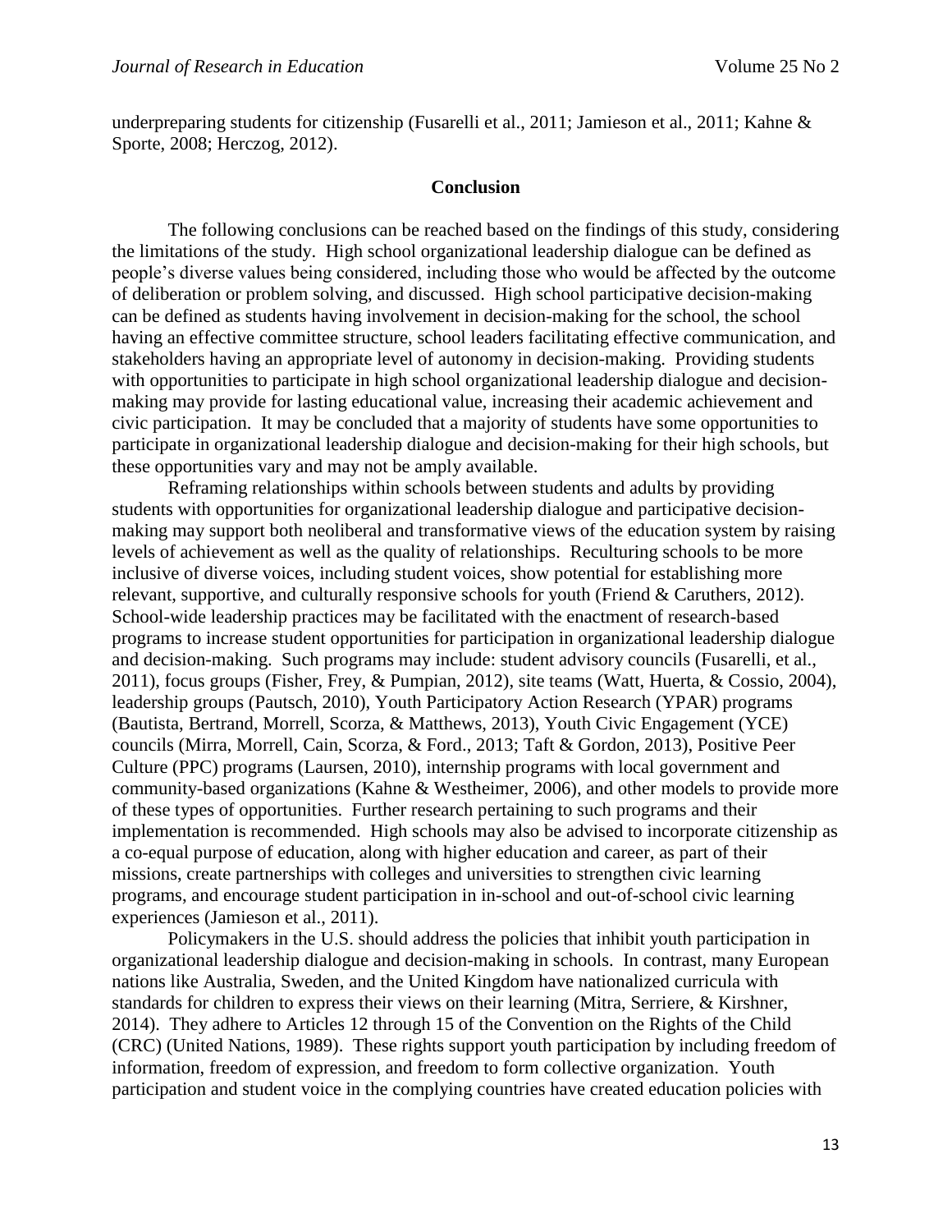underpreparing students for citizenship (Fusarelli et al., 2011; Jamieson et al., 2011; Kahne & Sporte, 2008; Herczog, 2012).

## Conclusion

The following conclusions can be reached based on the findings of this study, considering the limitations of the study. High school organizational leadership dialogue can be defined as people's diverse values being considered, including those who would be affected by the outcome of deliberation or problem solving, and discussed. High school participative decision-making can be defined as students having involvement in decision-making for the school, the school having an effective committee structure, school leaders facilitating effective communication, and stakeholders having an appropriate level of autonomy in decision-making. Providing students with opportunities to participate in high school organizational leadership dialogue and decision-making may provide for lasting educational value, increasing their academic achievement and civic participation. It may be concluded that a majority of students have some opportunities to participate in organizational leadership dialogue and decision-making for their high schools, but these opportunities vary and may not be amply available.

Reframing relationships within schools between students and adults by providing students with opportunities for organizational leadership dialogue and participative decision-making may support both neoliberal and transformative views of the education system by raising levels of achievement as well as the quality of relationships. Reculturing schools to be more inclusive of diverse voices, including student voices, show potential for establishing more relevant, supportive, and culturally responsive schools for youth (Friend & Caruthers, 2012). School-wide leadership practices may be facilitated with the enactment of research-based programs to increase student opportunities for participation in organizational leadership dialogue and decision-making. Such programs may include: student advisory councils (Fusarelli, et al., 2011), focus groups (Fisher, Frey, & Pumpian, 2012), site teams (Watt, Huerta, & Cossio, 2004), leadership groups (Pautsch, 2010), Youth Participatory Action Research (YPAR) programs (Bautista, Bertrand, Morrell, Scorza, & Matthews, 2013), Youth Civic Engagement (YCE) councils (Mirra, Morrell, Cain, Scorza, & Ford., 2013; Taft & Gordon, 2013), Positive Peer Culture (PPC) programs (Laursen, 2010), internship programs with local government and community-based organizations (Kahne & Westheimer, 2006), and other models to provide more of these types of opportunities. Further research pertaining to such programs and their implementation is recommended. High schools may also be advised to incorporate citizenship as a co-equal purpose of education, along with higher education and career, as part of their missions, create partnerships with colleges and universities to strengthen civic learning programs, and encourage student participation in in-school and out-of-school civic learning experiences (Jamieson et al., 2011).

Policymakers in the U.S. should address the policies that inhibit youth participation in organizational leadership dialogue and decision-making in schools. In contrast, many European nations like Australia, Sweden, and the United Kingdom have nationalized curricula with standards for children to express their views on their learning (Mitra, Serriere, & Kirshner, 2014). They adhere to Articles 12 through 15 of the Convention on the Rights of the Child (CRC) (United Nations, 1989). These rights support youth participation by including freedom of information, freedom of expression, and freedom to form collective organization. Youth participation and student voice in the complying countries have created education policies with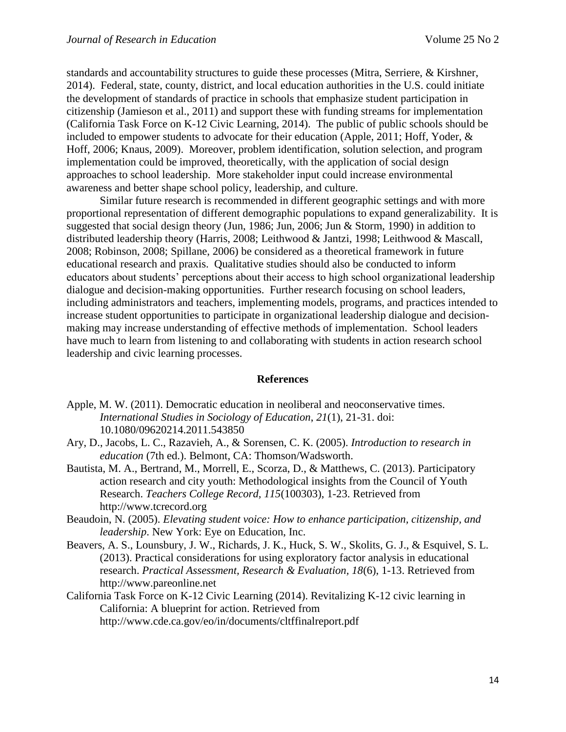standards and accountability structures to guide these processes (Mitra, Serriere, & Kirshner, 2014). Federal, state, county, district, and local education authorities in the U.S. could initiate the development of standards of practice in schools that emphasize student participation in citizenship (Jamieson et al., 2011) and support these with funding streams for implementation (California Task Force on K-12 Civic Learning, 2014). The public of public schools should be included to empower students to advocate for their education (Apple, 2011; Hoff, Yoder, & Hoff, 2006; Knaus, 2009). Moreover, problem identification, solution selection, and program implementation could be improved, theoretically, with the application of social design approaches to school leadership. More stakeholder input could increase environmental awareness and better shape school policy, leadership, and culture.

Similar future research is recommended in different geographic settings and with more proportional representation of different demographic populations to expand generalizability. It is suggested that social design theory (Jun, 1986; Jun, 2006; Jun & Storm, 1990) in addition to distributed leadership theory (Harris, 2008; Leithwood & Jantzi, 1998; Leithwood & Mascall, 2008; Robinson, 2008; Spillane, 2006) be considered as a theoretical framework in future educational research and praxis. Qualitative studies should also be conducted to inform educators about students' perceptions about their access to high school organizational leadership dialogue and decision-making opportunities. Further research focusing on school leaders, including administrators and teachers, implementing models, programs, and practices intended to increase student opportunities to participate in organizational leadership dialogue and decision-making may increase understanding of effective methods of implementation. School leaders have much to learn from listening to and collaborating with students in action research school leadership and civic learning processes.

## References

Apple, M. W. (2011). Democratic education in neoliberal and neoconservative times. *International Studies in Sociology of Education*, *21*(1), 21-31. doi: 10.1080/09620214.2011.543850

Ary, D., Jacobs, L. C., Razavieh, A., & Sorensen, C. K. (2005). *Introduction to research in education* (7th ed.). Belmont, CA: Thomson/Wadsworth.

Bautista, M. A., Bertrand, M., Morrell, E., Scorza, D., & Matthews, C. (2013). Participatory action research and city youth: Methodological insights from the Council of Youth Research. *Teachers College Record, 115*(100303), 1-23. Retrieved from http://www.tcrecord.org

Beaudoin, N. (2005). *Elevating student voice: How to enhance participation, citizenship, and leadership*. New York: Eye on Education, Inc.

Beavers, A. S., Lounsbury, J. W., Richards, J. K., Huck, S. W., Skolits, G. J., & Esquivel, S. L. (2013). Practical considerations for using exploratory factor analysis in educational research. *Practical Assessment, Research & Evaluation, 18*(6), 1-13. Retrieved from http://www.pareonline.net

California Task Force on K-12 Civic Learning (2014). Revitalizing K-12 civic learning in California: A blueprint for action. Retrieved from http://www.cde.ca.gov/eo/in/documents/cltffinalreport.pdf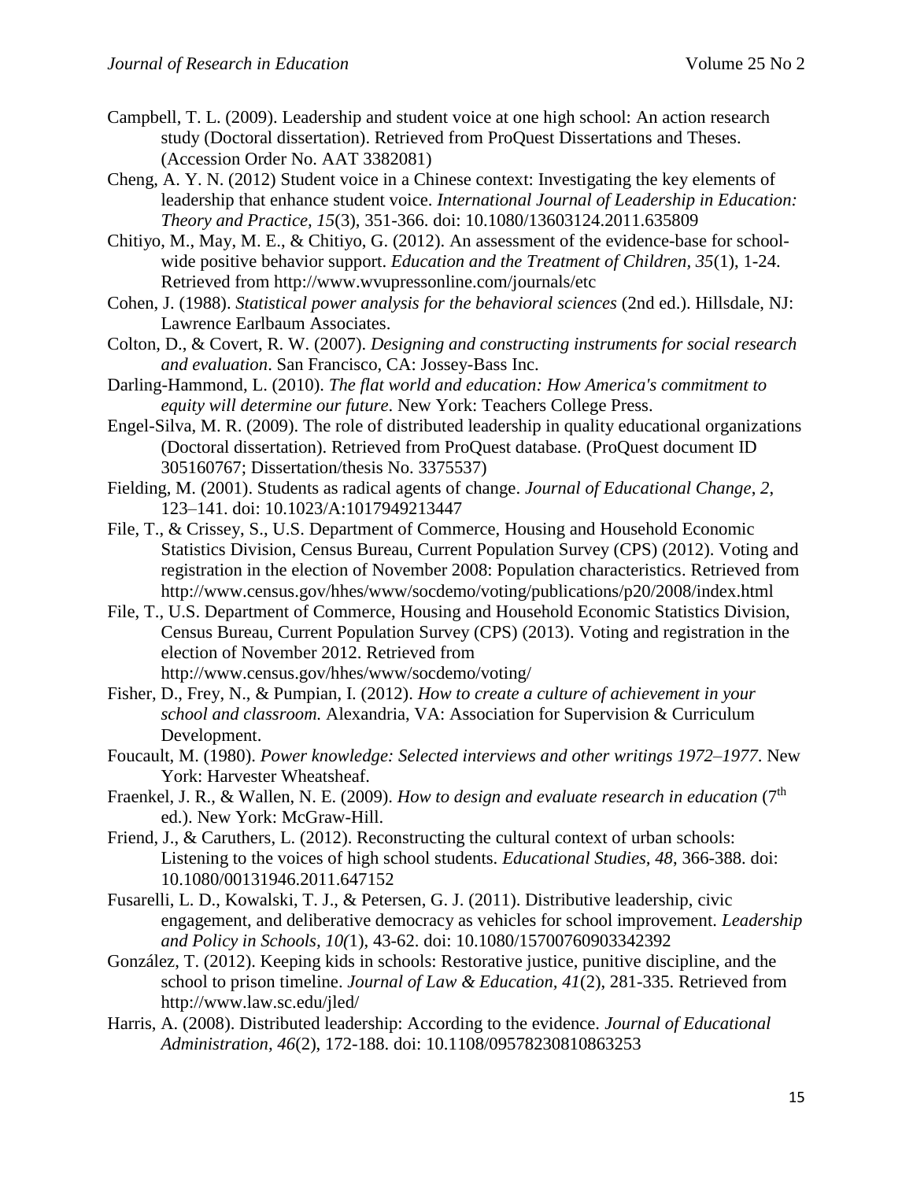Campbell, T. L. (2009). Leadership and student voice at one high school: An action research study (Doctoral dissertation). Retrieved from ProQuest Dissertations and Theses. (Accession Order No. AAT 3382081)

Cheng, A. Y. N. (2012) Student voice in a Chinese context: Investigating the key elements of leadership that enhance student voice. *International Journal of Leadership in Education: Theory and Practice, 15*(3), 351-366. doi: 10.1080/13603124.2011.635809

Chitiyo, M., May, M. E., & Chitiyo, G. (2012). An assessment of the evidence-base for school-wide positive behavior support. *Education and the Treatment of Children, 35*(1), 1-24. Retrieved from http://www.wvupressonline.com/journals/etc

Cohen, J. (1988). *Statistical power analysis for the behavioral sciences* (2nd ed.). Hillsdale, NJ: Lawrence Earlbaum Associates.

Colton, D., & Covert, R. W. (2007). *Designing and constructing instruments for social research and evaluation*. San Francisco, CA: Jossey-Bass Inc.

Darling-Hammond, L. (2010). *The flat world and education: How America's commitment to equity will determine our future*. New York: Teachers College Press.

Engel-Silva, M. R. (2009). The role of distributed leadership in quality educational organizations (Doctoral dissertation). Retrieved from ProQuest database. (ProQuest document ID 305160767; Dissertation/thesis No. 3375537)

Fielding, M. (2001). Students as radical agents of change. *Journal of Educational Change*, *2*, 123–141. doi: 10.1023/A:1017949213447

File, T., & Crissey, S., U.S. Department of Commerce, Housing and Household Economic Statistics Division, Census Bureau, Current Population Survey (CPS) (2012). Voting and registration in the election of November 2008: Population characteristics. Retrieved from http://www.census.gov/hhes/www/socdemo/voting/publications/p20/2008/index.html

File, T., U.S. Department of Commerce, Housing and Household Economic Statistics Division, Census Bureau, Current Population Survey (CPS) (2013). Voting and registration in the election of November 2012. Retrieved from http://www.census.gov/hhes/www/socdemo/voting/

Fisher, D., Frey, N., & Pumpian, I. (2012). *How to create a culture of achievement in your school and classroom.* Alexandria, VA: Association for Supervision & Curriculum Development.

Foucault, M. (1980). *Power knowledge: Selected interviews and other writings 1972–1977*. New York: Harvester Wheatsheaf.

Fraenkel, J. R., & Wallen, N. E. (2009). *How to design and evaluate research in education* (7th ed.). New York: McGraw-Hill.

Friend, J., & Caruthers, L. (2012). Reconstructing the cultural context of urban schools: Listening to the voices of high school students. *Educational Studies, 48*, 366-388. doi: 10.1080/00131946.2011.647152

Fusarelli, L. D., Kowalski, T. J., & Petersen, G. J. (2011). Distributive leadership, civic engagement, and deliberative democracy as vehicles for school improvement. *Leadership and Policy in Schools, 10(*1), 43-62. doi: 10.1080/15700760903342392

González, T. (2012). Keeping kids in schools: Restorative justice, punitive discipline, and the school to prison timeline. *Journal of Law & Education, 41*(2), 281-335. Retrieved from http://www.law.sc.edu/jled/

Harris, A. (2008). Distributed leadership: According to the evidence. *Journal of Educational Administration, 46*(2), 172-188. doi: 10.1108/09578230810863253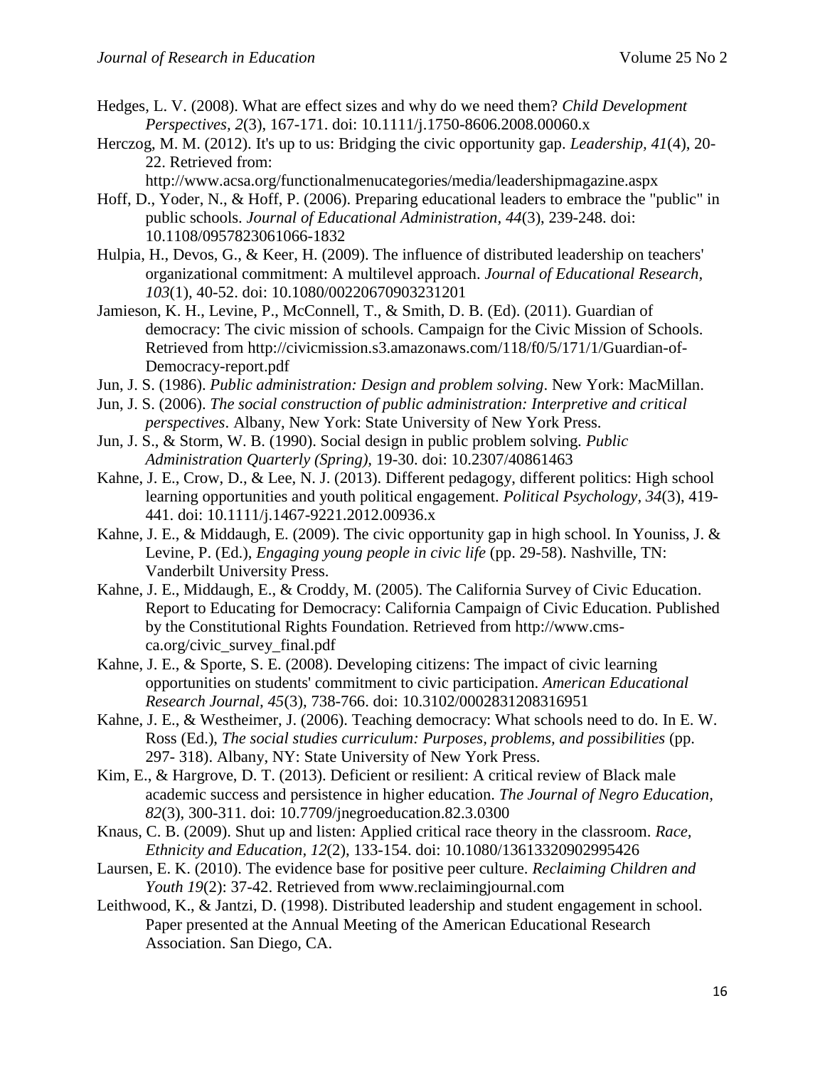Hedges, L. V. (2008). What are effect sizes and why do we need them? *Child Development Perspectives*, *2*(3), 167-171. doi: 10.1111/j.1750-8606.2008.00060.x

Herczog, M. M. (2012). It's up to us: Bridging the civic opportunity gap. *Leadership, 41*(4), 20-22. Retrieved from: http://www.acsa.org/functionalmenucategories/media/leadershipmagazine.aspx

Hoff, D., Yoder, N., & Hoff, P. (2006). Preparing educational leaders to embrace the "public" in public schools. *Journal of Educational Administration*, *44*(3), 239-248. doi: 10.1108/0957823061066-1832

Hulpia, H., Devos, G., & Keer, H. (2009). The influence of distributed leadership on teachers' organizational commitment: A multilevel approach. *Journal of Educational Research, 103*(1), 40-52. doi: 10.1080/00220670903231201

Jamieson, K. H., Levine, P., McConnell, T., & Smith, D. B. (Ed). (2011). Guardian of democracy: The civic mission of schools. Campaign for the Civic Mission of Schools. Retrieved from http://civicmission.s3.amazonaws.com/118/f0/5/171/1/Guardian-of-Democracy-report.pdf

Jun, J. S. (1986). *Public administration: Design and problem solving*. New York: MacMillan.

Jun, J. S. (2006). *The social construction of public administration: Interpretive and critical perspectives*. Albany, New York: State University of New York Press.

Jun, J. S., & Storm, W. B. (1990). Social design in public problem solving. *Public Administration Quarterly (Spring)*, 19-30. doi: 10.2307/40861463

Kahne, J. E., Crow, D., & Lee, N. J. (2013). Different pedagogy, different politics: High school learning opportunities and youth political engagement. *Political Psychology, 34*(3), 419-441. doi: 10.1111/j.1467-9221.2012.00936.x

Kahne, J. E., & Middaugh, E. (2009). The civic opportunity gap in high school. In Youniss, J. & Levine, P. (Ed.), *Engaging young people in civic life* (pp. 29-58). Nashville, TN: Vanderbilt University Press.

Kahne, J. E., Middaugh, E., & Croddy, M. (2005). The California Survey of Civic Education. Report to Educating for Democracy: California Campaign of Civic Education. Published by the Constitutional Rights Foundation. Retrieved from http://www.cms-ca.org/civic_survey_final.pdf

Kahne, J. E., & Sporte, S. E. (2008). Developing citizens: The impact of civic learning opportunities on students' commitment to civic participation. *American Educational Research Journal*, *45*(3), 738-766. doi: 10.3102/0002831208316951

Kahne, J. E., & Westheimer, J. (2006). Teaching democracy: What schools need to do. In E. W. Ross (Ed.), *The social studies curriculum: Purposes, problems, and possibilities* (pp. 297- 318). Albany, NY: State University of New York Press.

Kim, E., & Hargrove, D. T. (2013). Deficient or resilient: A critical review of Black male academic success and persistence in higher education. *The Journal of Negro Education*, *82*(3), 300-311. doi: 10.7709/jnegroeducation.82.3.0300

Knaus, C. B. (2009). Shut up and listen: Applied critical race theory in the classroom. *Race, Ethnicity and Education, 12*(2), 133-154. doi: 10.1080/13613320902995426

Laursen, E. K. (2010). The evidence base for positive peer culture. *Reclaiming Children and Youth 19*(2): 37-42. Retrieved from www.reclaimingjournal.com

Leithwood, K., & Jantzi, D. (1998). Distributed leadership and student engagement in school. Paper presented at the Annual Meeting of the American Educational Research Association. San Diego, CA.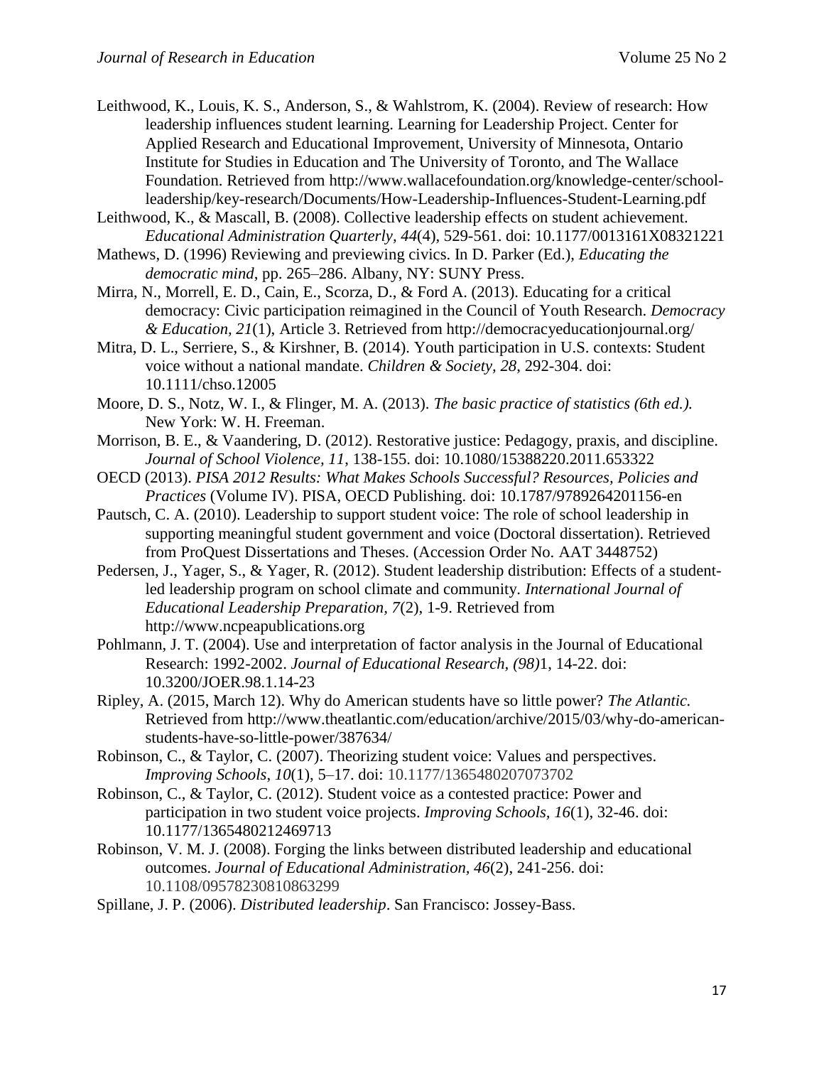Leithwood, K., Louis, K. S., Anderson, S., & Wahlstrom, K. (2004). Review of research: How leadership influences student learning. Learning for Leadership Project. Center for Applied Research and Educational Improvement, University of Minnesota, Ontario Institute for Studies in Education and The University of Toronto, and The Wallace Foundation. Retrieved from http://www.wallacefoundation.org/knowledge-center/school-leadership/key-research/Documents/How-Leadership-Influences-Student-Learning.pdf

Leithwood, K., & Mascall, B. (2008). Collective leadership effects on student achievement. *Educational Administration Quarterly, 44*(4), 529-561. doi: 10.1177/0013161X08321221

Mathews, D. (1996) Reviewing and previewing civics. In D. Parker (Ed.), *Educating the democratic mind*, pp. 265–286. Albany, NY: SUNY Press.

Mirra, N., Morrell, E. D., Cain, E., Scorza, D., & Ford A. (2013). Educating for a critical democracy: Civic participation reimagined in the Council of Youth Research. *Democracy & Education, 21*(1), Article 3. Retrieved from http://democracyeducationjournal.org/

Mitra, D. L., Serriere, S., & Kirshner, B. (2014). Youth participation in U.S. contexts: Student voice without a national mandate. *Children & Society, 28*, 292-304. doi: 10.1111/chso.12005

Moore, D. S., Notz, W. I., & Flinger, M. A. (2013). *The basic practice of statistics (6th ed.).* New York: W. H. Freeman.

Morrison, B. E., & Vaandering, D. (2012). Restorative justice: Pedagogy, praxis, and discipline. *Journal of School Violence, 11*, 138-155. doi: 10.1080/15388220.2011.653322

OECD (2013). *PISA 2012 Results: What Makes Schools Successful? Resources, Policies and Practices* (Volume IV). PISA, OECD Publishing. doi: 10.1787/9789264201156-en

Pautsch, C. A. (2010). Leadership to support student voice: The role of school leadership in supporting meaningful student government and voice (Doctoral dissertation). Retrieved from ProQuest Dissertations and Theses. (Accession Order No. AAT 3448752)

Pedersen, J., Yager, S., & Yager, R. (2012). Student leadership distribution: Effects of a student-led leadership program on school climate and community. *International Journal of Educational Leadership Preparation, 7*(2), 1-9. Retrieved from http://www.ncpeapublications.org

Pohlmann, J. T. (2004). Use and interpretation of factor analysis in the Journal of Educational Research: 1992-2002. *Journal of Educational Research, (98)*1, 14-22. doi: 10.3200/JOER.98.1.14-23

Ripley, A. (2015, March 12). Why do American students have so little power? *The Atlantic.* Retrieved from http://www.theatlantic.com/education/archive/2015/03/why-do-american-students-have-so-little-power/387634/

Robinson, C., & Taylor, C. (2007). Theorizing student voice: Values and perspectives. *Improving Schools, 10*(1), 5–17. doi: 10.1177/1365480207073702

Robinson, C., & Taylor, C. (2012). Student voice as a contested practice: Power and participation in two student voice projects. *Improving Schools, 16*(1), 32-46. doi: 10.1177/1365480212469713

Robinson, V. M. J. (2008). Forging the links between distributed leadership and educational outcomes. *Journal of Educational Administration, 46*(2), 241-256. doi: 10.1108/09578230810863299

Spillane, J. P. (2006). *Distributed leadership*. San Francisco: Jossey-Bass.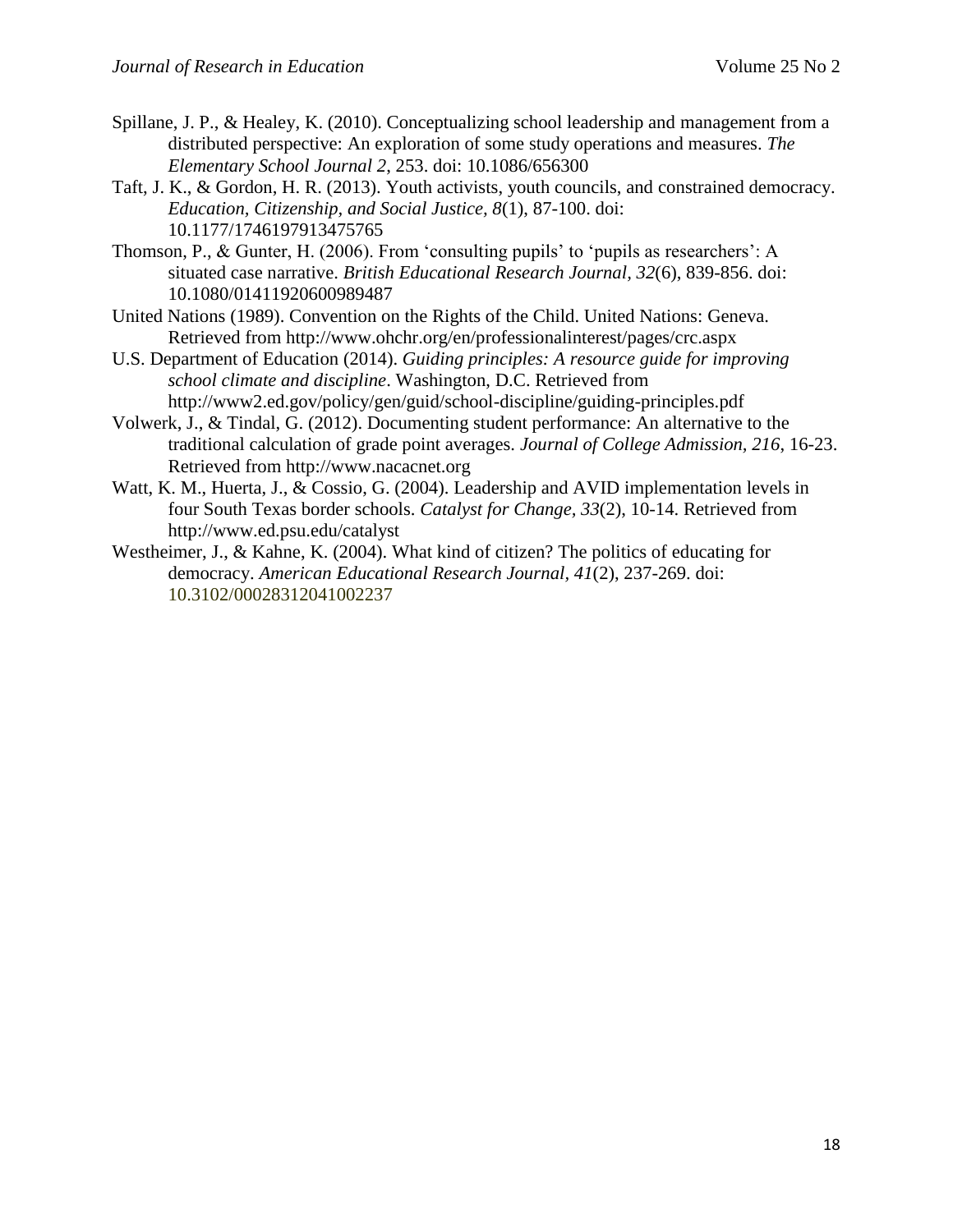Spillane, J. P., & Healey, K. (2010). Conceptualizing school leadership and management from a distributed perspective: An exploration of some study operations and measures. *The Elementary School Journal 2*, 253. doi: 10.1086/656300

Taft, J. K., & Gordon, H. R. (2013). Youth activists, youth councils, and constrained democracy. *Education, Citizenship, and Social Justice, 8*(1), 87-100. doi: 10.1177/1746197913475765

Thomson, P., & Gunter, H. (2006). From 'consulting pupils' to 'pupils as researchers': A situated case narrative. *British Educational Research Journal, 32*(6), 839-856. doi: 10.1080/01411920600989487

United Nations (1989). Convention on the Rights of the Child. United Nations: Geneva. Retrieved from http://www.ohchr.org/en/professionalinterest/pages/crc.aspx

U.S. Department of Education (2014). *Guiding principles: A resource guide for improving school climate and discipline*. Washington, D.C. Retrieved from http://www2.ed.gov/policy/gen/guid/school-discipline/guiding-principles.pdf

Volwerk, J., & Tindal, G. (2012). Documenting student performance: An alternative to the traditional calculation of grade point averages. *Journal of College Admission, 216*, 16-23. Retrieved from http://www.nacacnet.org

Watt, K. M., Huerta, J., & Cossio, G. (2004). Leadership and AVID implementation levels in four South Texas border schools. *Catalyst for Change, 33*(2), 10-14. Retrieved from http://www.ed.psu.edu/catalyst

Westheimer, J., & Kahne, K. (2004). What kind of citizen? The politics of educating for democracy. *American Educational Research Journal, 41*(2), 237-269. doi: 10.3102/00028312041002237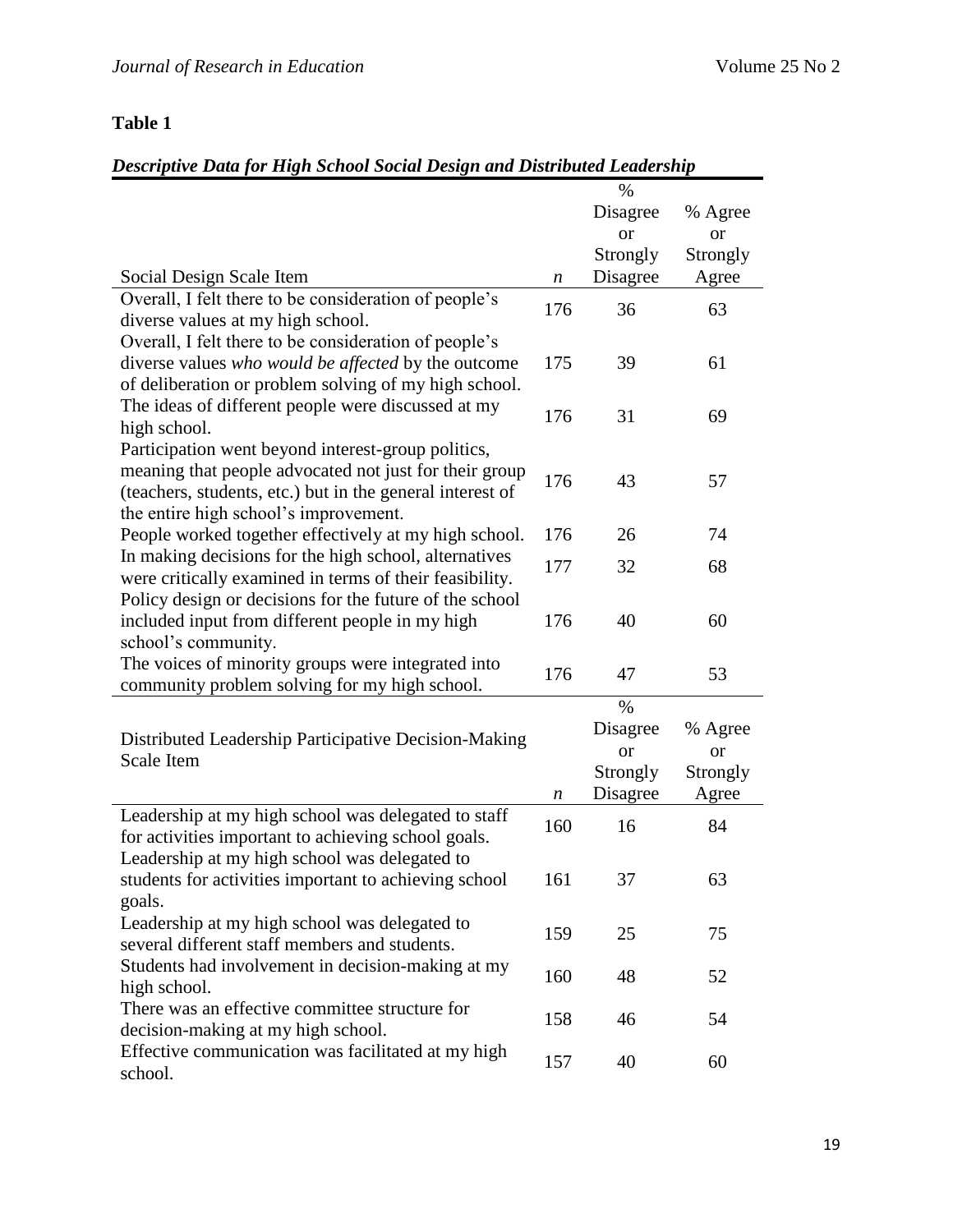**Table 1**

***Descriptive Data for High School Social Design and Distributed Leadership***

| Social Design Scale Item | *n* | % Disagree or Strongly Disagree | % Agree or Strongly Agree |
|---|---|---|---|
| Overall, I felt there to be consideration of people's diverse values at my high school. | 176 | 36 | 63 |
| Overall, I felt there to be consideration of people's diverse values *who would be affected* by the outcome of deliberation or problem solving of my high school. | 175 | 39 | 61 |
| The ideas of different people were discussed at my high school. | 176 | 31 | 69 |
| Participation went beyond interest-group politics, meaning that people advocated not just for their group (teachers, students, etc.) but in the general interest of the entire high school's improvement. | 176 | 43 | 57 |
| People worked together effectively at my high school. | 176 | 26 | 74 |
| In making decisions for the high school, alternatives were critically examined in terms of their feasibility. | 177 | 32 | 68 |
| Policy design or decisions for the future of the school included input from different people in my high school's community. | 176 | 40 | 60 |
| The voices of minority groups were integrated into community problem solving for my high school. | 176 | 47 | 53 |
| **Distributed Leadership Participative Decision-Making Scale Item** | ***n*** | **% Disagree or Strongly Disagree** | **% Agree or Strongly Agree** |
| Leadership at my high school was delegated to staff for activities important to achieving school goals. | 160 | 16 | 84 |
| Leadership at my high school was delegated to students for activities important to achieving school goals. | 161 | 37 | 63 |
| Leadership at my high school was delegated to several different staff members and students. | 159 | 25 | 75 |
| Students had involvement in decision-making at my high school. | 160 | 48 | 52 |
| There was an effective committee structure for decision-making at my high school. | 158 | 46 | 54 |
| Effective communication was facilitated at my high school. | 157 | 40 | 60 |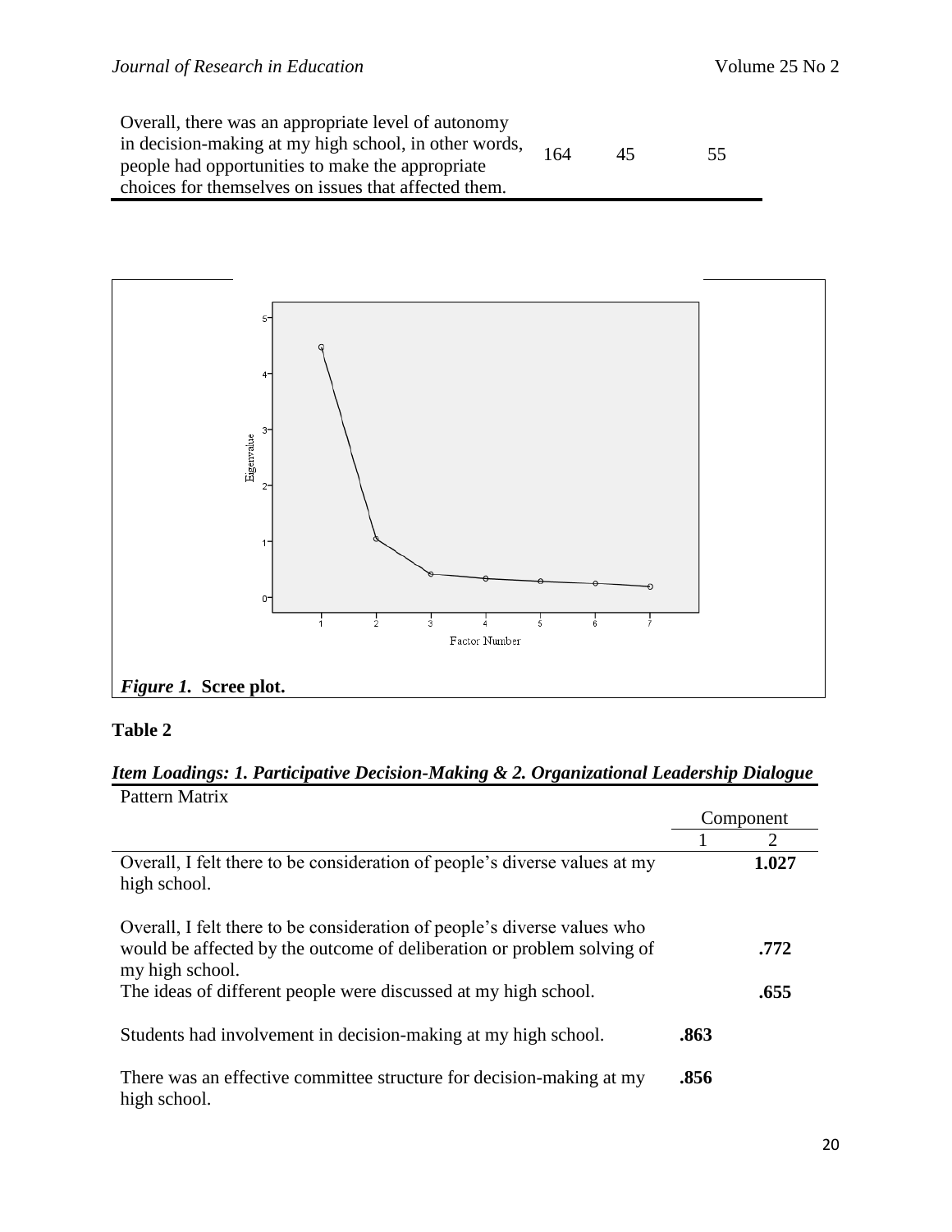| | | | |
|---|---|---|---|
| Overall, there was an appropriate level of autonomy in decision-making at my high school, in other words, people had opportunities to make the appropriate choices for themselves on issues that affected them. | 164 | 45 | 55 |

*Figure 1.* **Scree plot.**

**Table 2**

***Item Loadings: 1. Participative Decision-Making & 2. Organizational Leadership Dialogue***

Pattern Matrix

| | Component | |
|---|---|---|
| | 1 | 2 |
| Overall, I felt there to be consideration of people's diverse values at my high school. | | **1.027** |
| Overall, I felt there to be consideration of people's diverse values who would be affected by the outcome of deliberation or problem solving of my high school. | | **.772** |
| The ideas of different people were discussed at my high school. | | **.655** |
| Students had involvement in decision-making at my high school. | **.863** | |
| There was an effective committee structure for decision-making at my high school. | **.856** | |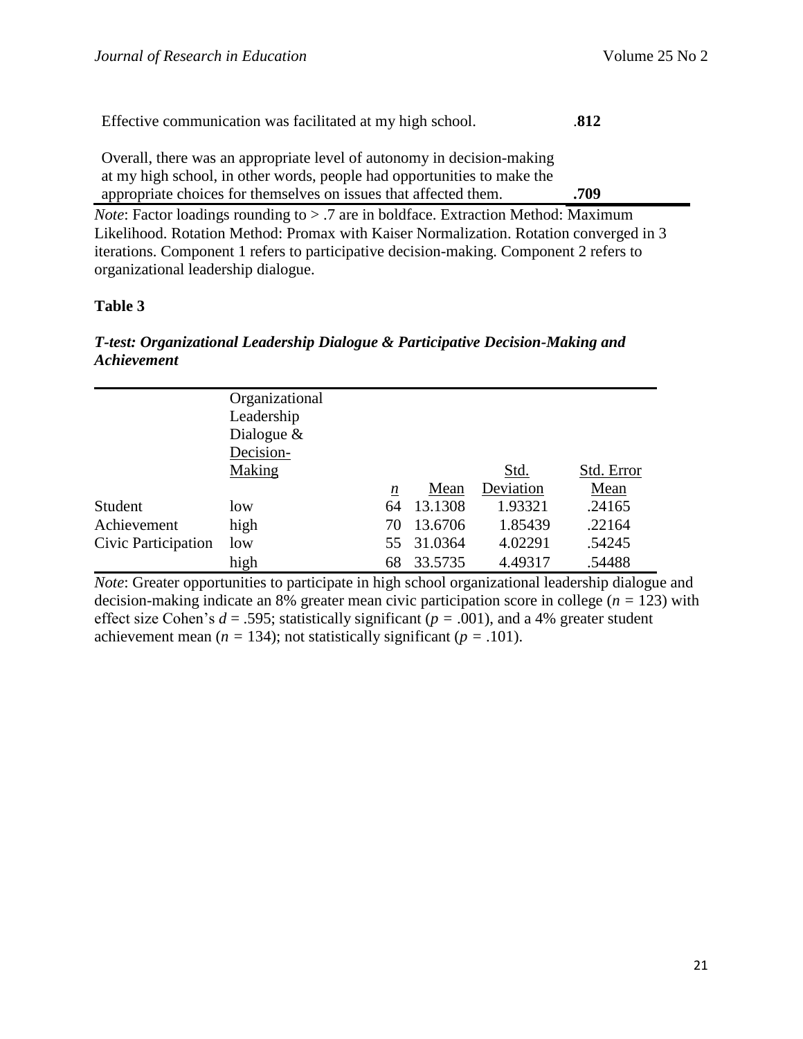| | |
|---|---|
| Effective communication was facilitated at my high school. | **.812** |
| Overall, there was an appropriate level of autonomy in decision-making at my high school, in other words, people had opportunities to make the appropriate choices for themselves on issues that affected them. | **.709** |

*Note*: Factor loadings rounding to > .7 are in boldface. Extraction Method: Maximum Likelihood. Rotation Method: Promax with Kaiser Normalization. Rotation converged in 3 iterations. Component 1 refers to participative decision-making. Component 2 refers to organizational leadership dialogue.

**Table 3**

***T-test: Organizational Leadership Dialogue & Participative Decision-Making and Achievement***

| | Organizational Leadership Dialogue & Decision-Making | *n* | Mean | Std. Deviation | Std. Error Mean |
|---|---|---|---|---|---|
| Student Achievement | low | 64 | 13.1308 | 1.93321 | .24165 |
| | high | 70 | 13.6706 | 1.85439 | .22164 |
| Civic Participation | low | 55 | 31.0364 | 4.02291 | .54245 |
| | high | 68 | 33.5735 | 4.49317 | .54488 |

*Note*: Greater opportunities to participate in high school organizational leadership dialogue and decision-making indicate an 8% greater mean civic participation score in college ($n = 123$) with effect size Cohen's $d = .595$; statistically significant ($p = .001$), and a 4% greater student achievement mean ($n = 134$); not statistically significant ($p = .101$).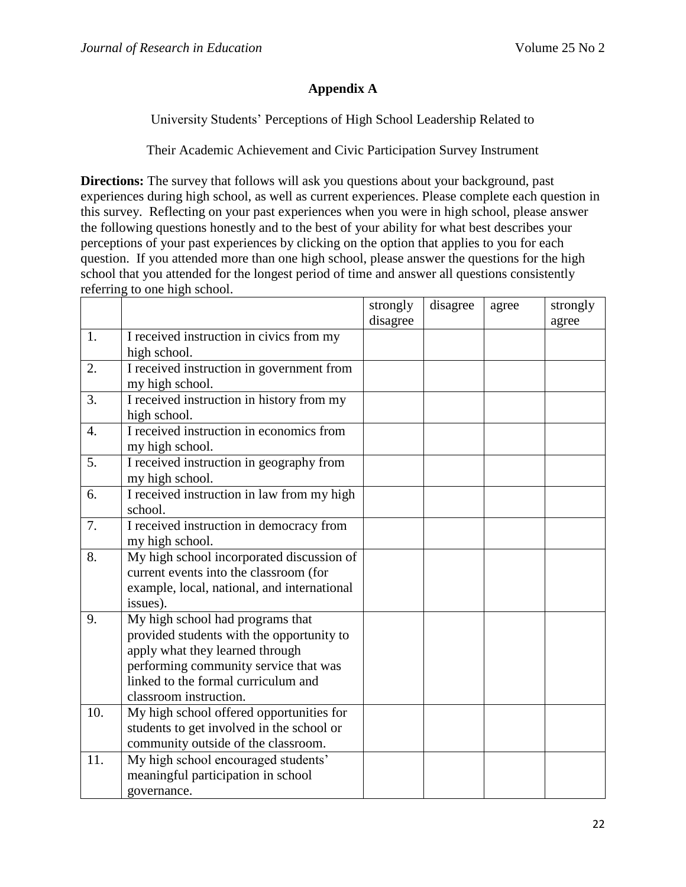## Appendix A

University Students' Perceptions of High School Leadership Related to

Their Academic Achievement and Civic Participation Survey Instrument

**Directions:** The survey that follows will ask you questions about your background, past experiences during high school, as well as current experiences. Please complete each question in this survey. Reflecting on your past experiences when you were in high school, please answer the following questions honestly and to the best of your ability for what best describes your perceptions of your past experiences by clicking on the option that applies to you for each question. If you attended more than one high school, please answer the questions for the high school that you attended for the longest period of time and answer all questions consistently referring to one high school.

| | | strongly disagree | disagree | agree | strongly agree |
|---|---|---|---|---|---|
| 1. | I received instruction in civics from my high school. | | | | |
| 2. | I received instruction in government from my high school. | | | | |
| 3. | I received instruction in history from my high school. | | | | |
| 4. | I received instruction in economics from my high school. | | | | |
| 5. | I received instruction in geography from my high school. | | | | |
| 6. | I received instruction in law from my high school. | | | | |
| 7. | I received instruction in democracy from my high school. | | | | |
| 8. | My high school incorporated discussion of current events into the classroom (for example, local, national, and international issues). | | | | |
| 9. | My high school had programs that provided students with the opportunity to apply what they learned through performing community service that was linked to the formal curriculum and classroom instruction. | | | | |
| 10. | My high school offered opportunities for students to get involved in the school or community outside of the classroom. | | | | |
| 11. | My high school encouraged students' meaningful participation in school governance. | | | | |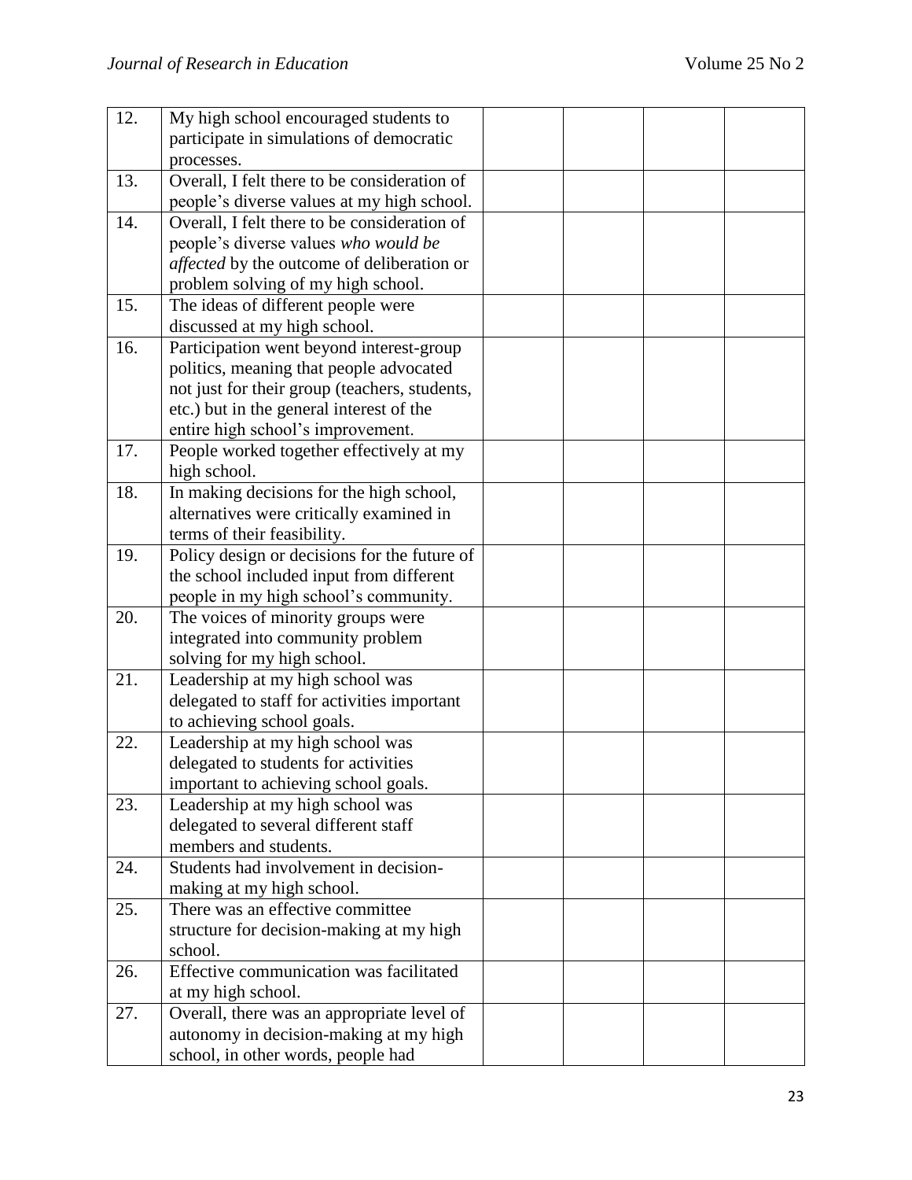| | | | | | |
|---|---|---|---|---|---|
| 12. | My high school encouraged students to participate in simulations of democratic processes. | | | | |
| 13. | Overall, I felt there to be consideration of people's diverse values at my high school. | | | | |
| 14. | Overall, I felt there to be consideration of people's diverse values *who would be affected* by the outcome of deliberation or problem solving of my high school. | | | | |
| 15. | The ideas of different people were discussed at my high school. | | | | |
| 16. | Participation went beyond interest-group politics, meaning that people advocated not just for their group (teachers, students, etc.) but in the general interest of the entire high school's improvement. | | | | |
| 17. | People worked together effectively at my high school. | | | | |
| 18. | In making decisions for the high school, alternatives were critically examined in terms of their feasibility. | | | | |
| 19. | Policy design or decisions for the future of the school included input from different people in my high school's community. | | | | |
| 20. | The voices of minority groups were integrated into community problem solving for my high school. | | | | |
| 21. | Leadership at my high school was delegated to staff for activities important to achieving school goals. | | | | |
| 22. | Leadership at my high school was delegated to students for activities important to achieving school goals. | | | | |
| 23. | Leadership at my high school was delegated to several different staff members and students. | | | | |
| 24. | Students had involvement in decision-making at my high school. | | | | |
| 25. | There was an effective committee structure for decision-making at my high school. | | | | |
| 26. | Effective communication was facilitated at my high school. | | | | |
| 27. | Overall, there was an appropriate level of autonomy in decision-making at my high school, in other words, people had | | | | |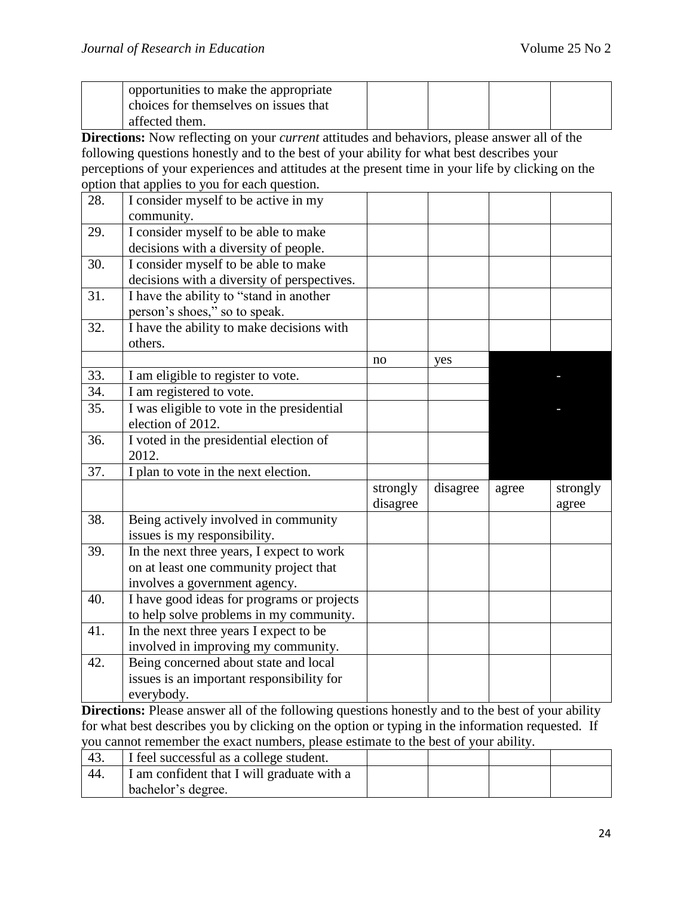| | opportunities to make the appropriate choices for themselves on issues that affected them. | | | | |
|---|---|---|---|---|---|

**Directions:** Now reflecting on your *current* attitudes and behaviors, please answer all of the following questions honestly and to the best of your ability for what best describes your perceptions of your experiences and attitudes at the present time in your life by clicking on the option that applies to you for each question.

| | | | | | |
|---|---|---|---|---|---|
| 28. | I consider myself to be active in my community. | | | | |
| 29. | I consider myself to be able to make decisions with a diversity of people. | | | | |
| 30. | I consider myself to be able to make decisions with a diversity of perspectives. | | | | |
| 31. | I have the ability to "stand in another person's shoes," so to speak. | | | | |
| 32. | I have the ability to make decisions with others. | | | | |
| | | no | yes | | |
| 33. | I am eligible to register to vote. | | | | - |
| 34. | I am registered to vote. | | | | |
| 35. | I was eligible to vote in the presidential election of 2012. | | | | - |
| 36. | I voted in the presidential election of 2012. | | | | |
| 37. | I plan to vote in the next election. | | | | |
| | | strongly disagree | disagree | agree | strongly agree |
| 38. | Being actively involved in community issues is my responsibility. | | | | |
| 39. | In the next three years, I expect to work on at least one community project that involves a government agency. | | | | |
| 40. | I have good ideas for programs or projects to help solve problems in my community. | | | | |
| 41. | In the next three years I expect to be involved in improving my community. | | | | |
| 42. | Being concerned about state and local issues is an important responsibility for everybody. | | | | |

**Directions:** Please answer all of the following questions honestly and to the best of your ability for what best describes you by clicking on the option or typing in the information requested. If you cannot remember the exact numbers, please estimate to the best of your ability.

| | | | | | |
|---|---|---|---|---|---|
| 43. | I feel successful as a college student. | | | | |
| 44. | I am confident that I will graduate with a bachelor's degree. | | | | |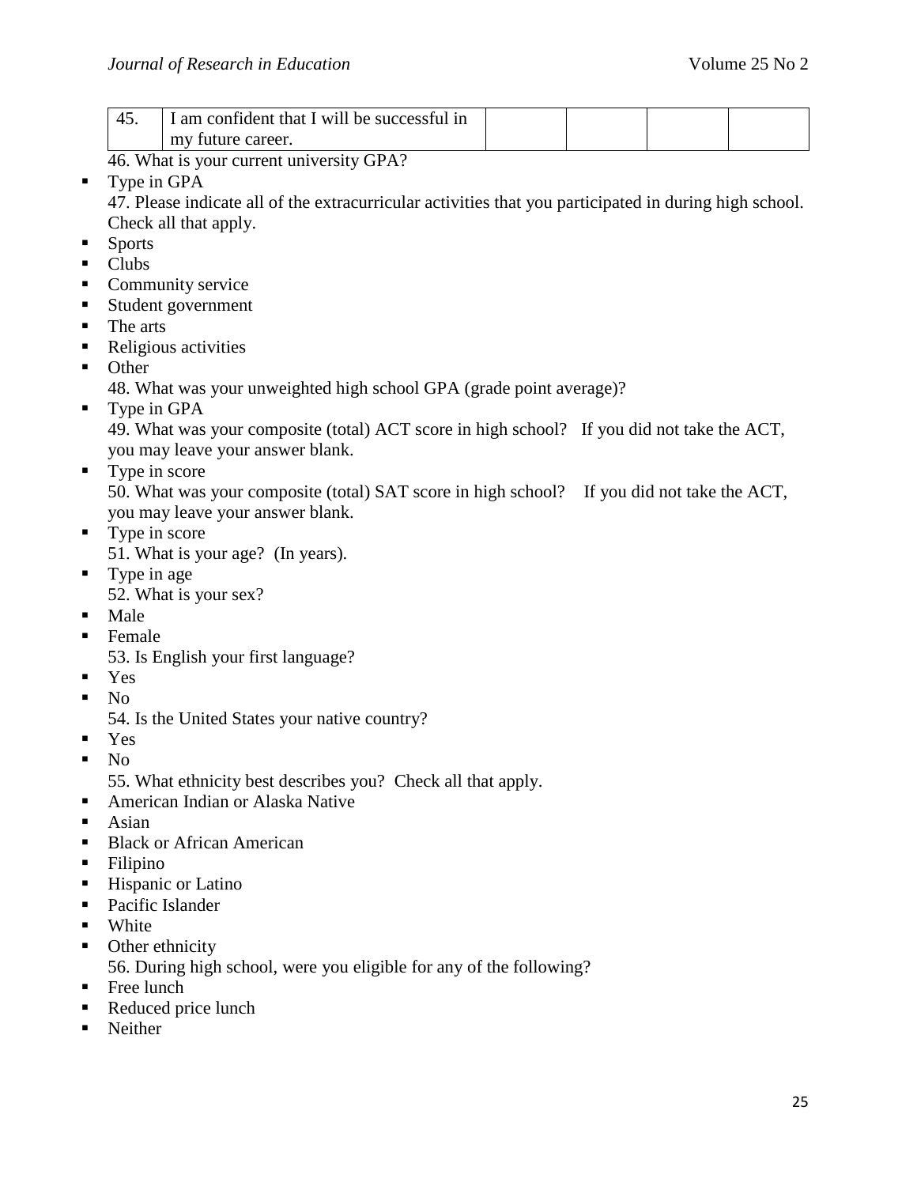| 45. | I am confident that I will be successful in my future career. | | | | |
|---|---|---|---|---|---|

46. What is your current university GPA?

- Type in GPA

47. Please indicate all of the extracurricular activities that you participated in during high school. Check all that apply.

- Sports
- Clubs
- Community service
- Student government
- The arts
- Religious activities
- Other

48. What was your unweighted high school GPA (grade point average)?

- Type in GPA

49. What was your composite (total) ACT score in high school? If you did not take the ACT, you may leave your answer blank.

- Type in score

50. What was your composite (total) SAT score in high school? If you did not take the ACT, you may leave your answer blank.

- Type in score

51. What is your age? (In years).

- Type in age

52. What is your sex?

- Male
- Female

53. Is English your first language?

- Yes
- No

54. Is the United States your native country?

- Yes
- No

55. What ethnicity best describes you? Check all that apply.

- American Indian or Alaska Native
- Asian
- Black or African American
- Filipino
- Hispanic or Latino
- Pacific Islander
- White
- Other ethnicity

56. During high school, were you eligible for any of the following?

- Free lunch
- Reduced price lunch
- Neither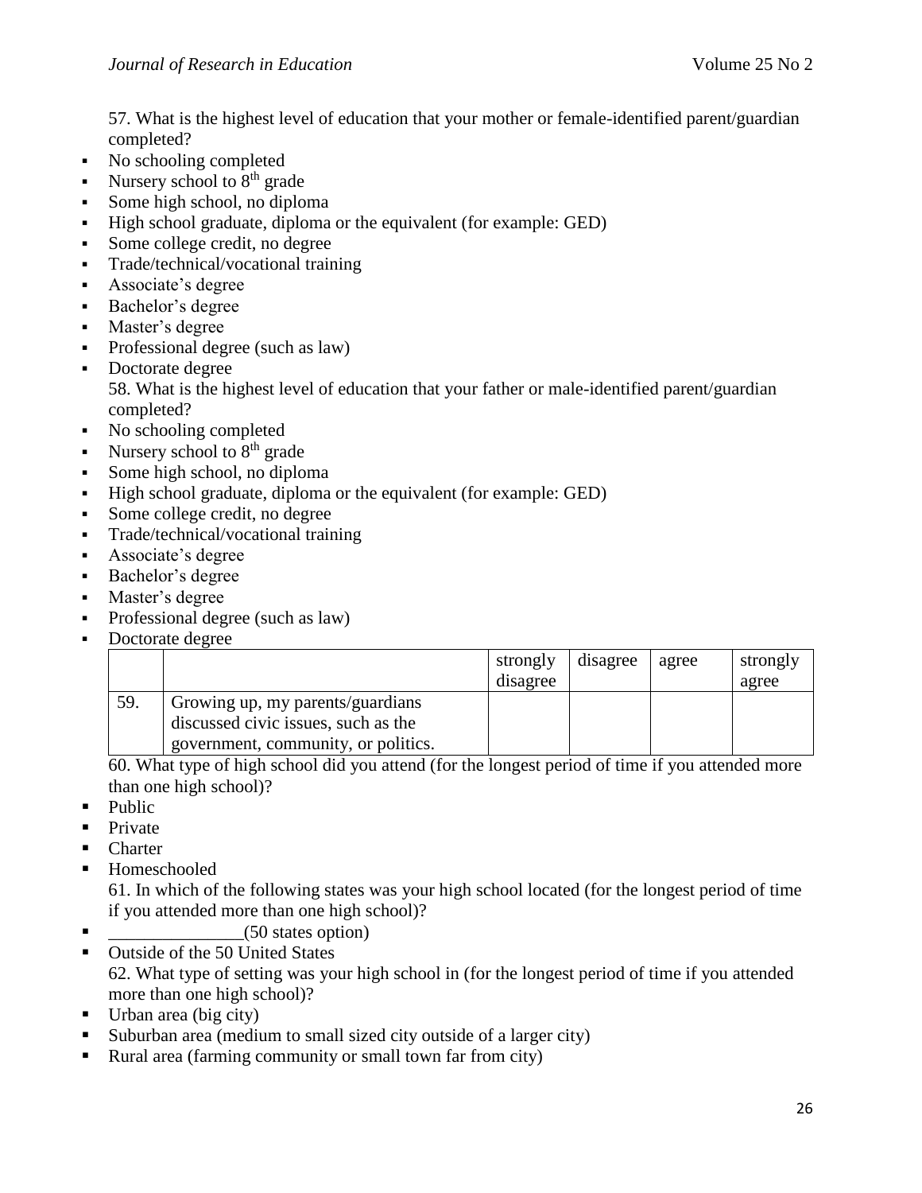57. What is the highest level of education that your mother or female-identified parent/guardian completed?

- No schooling completed
- Nursery school to 8th grade
- Some high school, no diploma
- High school graduate, diploma or the equivalent (for example: GED)
- Some college credit, no degree
- Trade/technical/vocational training
- Associate's degree
- Bachelor's degree
- Master's degree
- Professional degree (such as law)
- Doctorate degree

58. What is the highest level of education that your father or male-identified parent/guardian completed?

- No schooling completed
- Nursery school to 8th grade
- Some high school, no diploma
- High school graduate, diploma or the equivalent (for example: GED)
- Some college credit, no degree
- Trade/technical/vocational training
- Associate's degree
- Bachelor's degree
- Master's degree
- Professional degree (such as law)
- Doctorate degree

| | | strongly disagree | disagree | agree | strongly agree |
|---|---|---|---|---|---|
| 59. | Growing up, my parents/guardians discussed civic issues, such as the government, community, or politics. | | | | |

60. What type of high school did you attend (for the longest period of time if you attended more than one high school)?

- Public
- Private
- Charter
- Homeschooled

61. In which of the following states was your high school located (for the longest period of time if you attended more than one high school)?

- _______________(50 states option)
- Outside of the 50 United States

62. What type of setting was your high school in (for the longest period of time if you attended more than one high school)?

- Urban area (big city)
- Suburban area (medium to small sized city outside of a larger city)
- Rural area (farming community or small town far from city)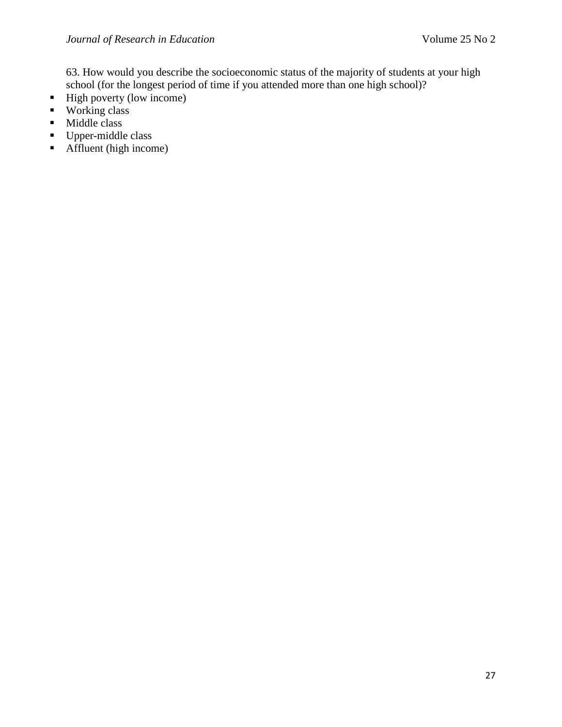63. How would you describe the socioeconomic status of the majority of students at your high school (for the longest period of time if you attended more than one high school)?

- High poverty (low income)
- Working class
- Middle class
- Upper-middle class
- Affluent (high income)